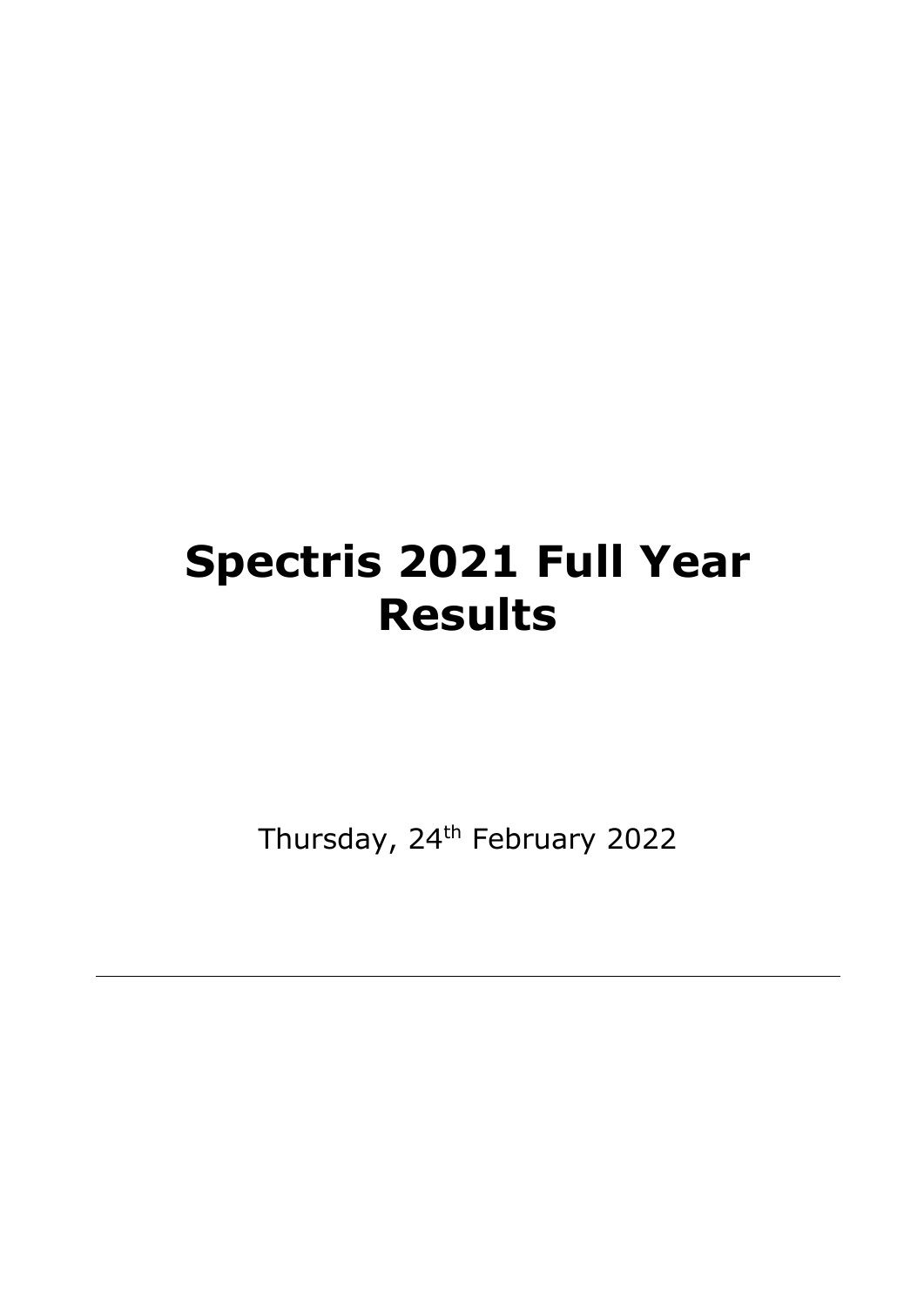# Spectris 2021 Full Year Results

Thursday, 24th February 2022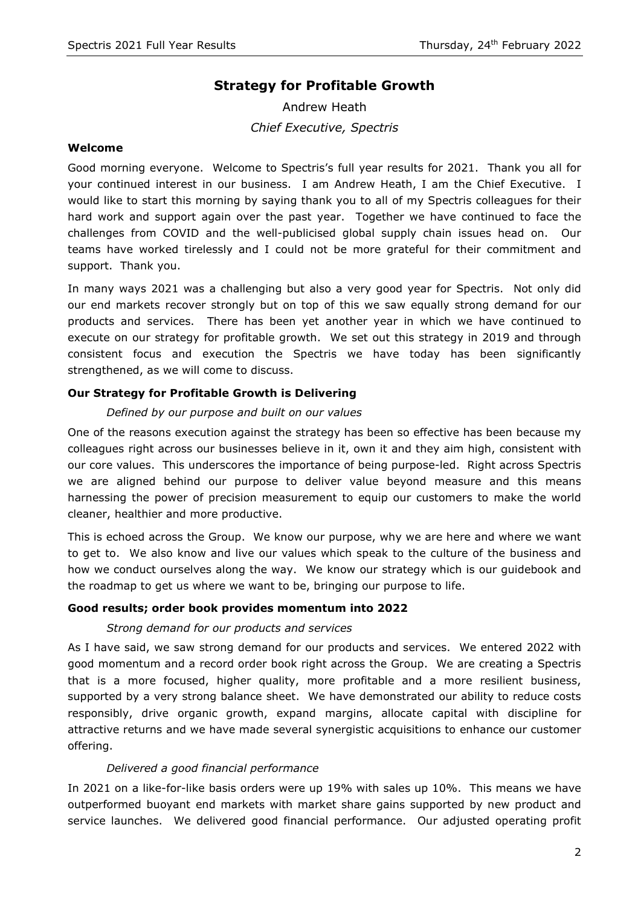# Strategy for Profitable Growth

Andrew Heath

*Chief Executive, Spectris*

**Welcome**

Good morning everyone. Welcome to Spectris's full year results for 2021. Thank you all for your continued interest in our business. I am Andrew Heath, I am the Chief Executive. I would like to start this morning by saying thank you to all of my Spectris colleagues for their hard work and support again over the past year. Together we have continued to face the challenges from COVID and the well-publicised global supply chain issues head on. Our teams have worked tirelessly and I could not be more grateful for their commitment and support. Thank you.

In many ways 2021 was a challenging but also a very good year for Spectris. Not only did our end markets recover strongly but on top of this we saw equally strong demand for our products and services. There has been yet another year in which we have continued to execute on our strategy for profitable growth. We set out this strategy in 2019 and through consistent focus and execution the Spectris we have today has been significantly strengthened, as we will come to discuss.

**Our Strategy for Profitable Growth is Delivering**

*Defined by our purpose and built on our values*

One of the reasons execution against the strategy has been so effective has been because my colleagues right across our businesses believe in it, own it and they aim high, consistent with our core values. This underscores the importance of being purpose-led. Right across Spectris we are aligned behind our purpose to deliver value beyond measure and this means harnessing the power of precision measurement to equip our customers to make the world cleaner, healthier and more productive.

This is echoed across the Group. We know our purpose, why we are here and where we want to get to. We also know and live our values which speak to the culture of the business and how we conduct ourselves along the way. We know our strategy which is our guidebook and the roadmap to get us where we want to be, bringing our purpose to life.

**Good results; order book provides momentum into 2022**

*Strong demand for our products and services*

As I have said, we saw strong demand for our products and services. We entered 2022 with good momentum and a record order book right across the Group. We are creating a Spectris that is a more focused, higher quality, more profitable and a more resilient business, supported by a very strong balance sheet. We have demonstrated our ability to reduce costs responsibly, drive organic growth, expand margins, allocate capital with discipline for attractive returns and we have made several synergistic acquisitions to enhance our customer offering.

*Delivered a good financial performance*

In 2021 on a like-for-like basis orders were up 19% with sales up 10%. This means we have outperformed buoyant end markets with market share gains supported by new product and service launches. We delivered good financial performance. Our adjusted operating profit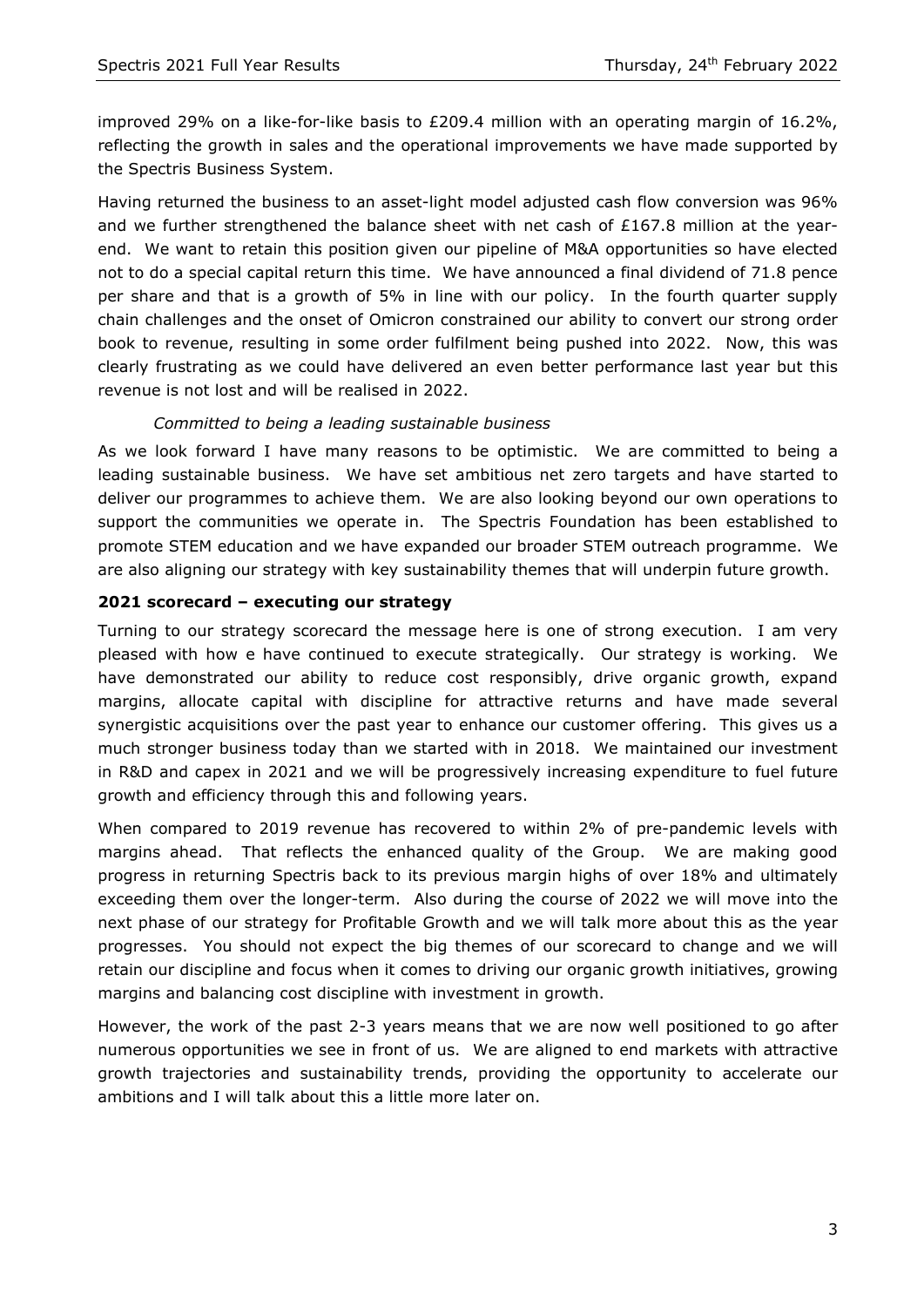improved 29% on a like-for-like basis to £209.4 million with an operating margin of 16.2%, reflecting the growth in sales and the operational improvements we have made supported by the Spectris Business System.

Having returned the business to an asset-light model adjusted cash flow conversion was 96% and we further strengthened the balance sheet with net cash of £167.8 million at the year-end. We want to retain this position given our pipeline of M&A opportunities so have elected not to do a special capital return this time. We have announced a final dividend of 71.8 pence per share and that is a growth of 5% in line with our policy. In the fourth quarter supply chain challenges and the onset of Omicron constrained our ability to convert our strong order book to revenue, resulting in some order fulfilment being pushed into 2022. Now, this was clearly frustrating as we could have delivered an even better performance last year but this revenue is not lost and will be realised in 2022.

*Committed to being a leading sustainable business*

As we look forward I have many reasons to be optimistic. We are committed to being a leading sustainable business. We have set ambitious net zero targets and have started to deliver our programmes to achieve them. We are also looking beyond our own operations to support the communities we operate in. The Spectris Foundation has been established to promote STEM education and we have expanded our broader STEM outreach programme. We are also aligning our strategy with key sustainability themes that will underpin future growth.

**2021 scorecard – executing our strategy**

Turning to our strategy scorecard the message here is one of strong execution. I am very pleased with how e have continued to execute strategically. Our strategy is working. We have demonstrated our ability to reduce cost responsibly, drive organic growth, expand margins, allocate capital with discipline for attractive returns and have made several synergistic acquisitions over the past year to enhance our customer offering. This gives us a much stronger business today than we started with in 2018. We maintained our investment in R&D and capex in 2021 and we will be progressively increasing expenditure to fuel future growth and efficiency through this and following years.

When compared to 2019 revenue has recovered to within 2% of pre-pandemic levels with margins ahead. That reflects the enhanced quality of the Group. We are making good progress in returning Spectris back to its previous margin highs of over 18% and ultimately exceeding them over the longer-term. Also during the course of 2022 we will move into the next phase of our strategy for Profitable Growth and we will talk more about this as the year progresses. You should not expect the big themes of our scorecard to change and we will retain our discipline and focus when it comes to driving our organic growth initiatives, growing margins and balancing cost discipline with investment in growth.

However, the work of the past 2-3 years means that we are now well positioned to go after numerous opportunities we see in front of us. We are aligned to end markets with attractive growth trajectories and sustainability trends, providing the opportunity to accelerate our ambitions and I will talk about this a little more later on.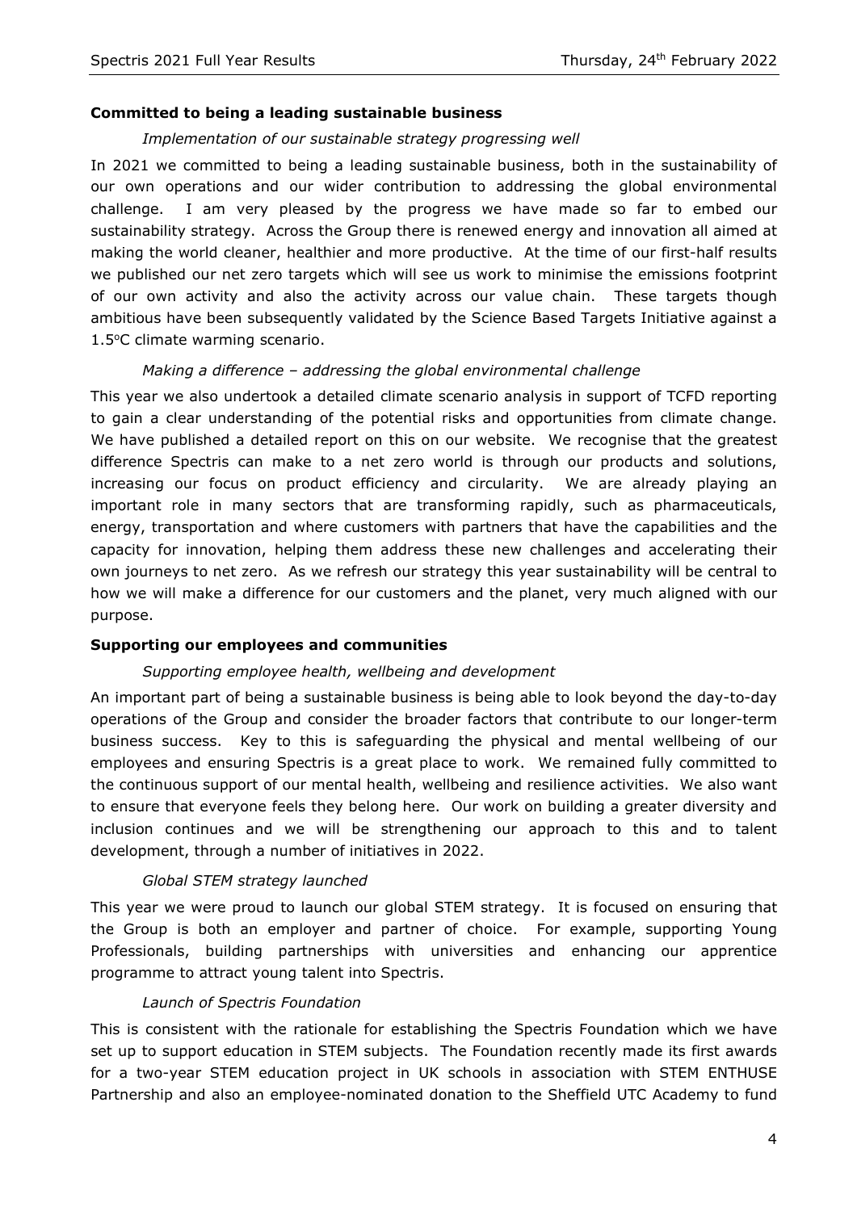**Committed to being a leading sustainable business**

*Implementation of our sustainable strategy progressing well*

In 2021 we committed to being a leading sustainable business, both in the sustainability of our own operations and our wider contribution to addressing the global environmental challenge. I am very pleased by the progress we have made so far to embed our sustainability strategy. Across the Group there is renewed energy and innovation all aimed at making the world cleaner, healthier and more productive. At the time of our first-half results we published our net zero targets which will see us work to minimise the emissions footprint of our own activity and also the activity across our value chain. These targets though ambitious have been subsequently validated by the Science Based Targets Initiative against a 1.5°C climate warming scenario.

*Making a difference – addressing the global environmental challenge*

This year we also undertook a detailed climate scenario analysis in support of TCFD reporting to gain a clear understanding of the potential risks and opportunities from climate change. We have published a detailed report on this on our website. We recognise that the greatest difference Spectris can make to a net zero world is through our products and solutions, increasing our focus on product efficiency and circularity. We are already playing an important role in many sectors that are transforming rapidly, such as pharmaceuticals, energy, transportation and where customers with partners that have the capabilities and the capacity for innovation, helping them address these new challenges and accelerating their own journeys to net zero. As we refresh our strategy this year sustainability will be central to how we will make a difference for our customers and the planet, very much aligned with our purpose.

**Supporting our employees and communities**

*Supporting employee health, wellbeing and development*

An important part of being a sustainable business is being able to look beyond the day-to-day operations of the Group and consider the broader factors that contribute to our longer-term business success. Key to this is safeguarding the physical and mental wellbeing of our employees and ensuring Spectris is a great place to work. We remained fully committed to the continuous support of our mental health, wellbeing and resilience activities. We also want to ensure that everyone feels they belong here. Our work on building a greater diversity and inclusion continues and we will be strengthening our approach to this and to talent development, through a number of initiatives in 2022.

*Global STEM strategy launched*

This year we were proud to launch our global STEM strategy. It is focused on ensuring that the Group is both an employer and partner of choice. For example, supporting Young Professionals, building partnerships with universities and enhancing our apprentice programme to attract young talent into Spectris.

*Launch of Spectris Foundation*

This is consistent with the rationale for establishing the Spectris Foundation which we have set up to support education in STEM subjects. The Foundation recently made its first awards for a two-year STEM education project in UK schools in association with STEM ENTHUSE Partnership and also an employee-nominated donation to the Sheffield UTC Academy to fund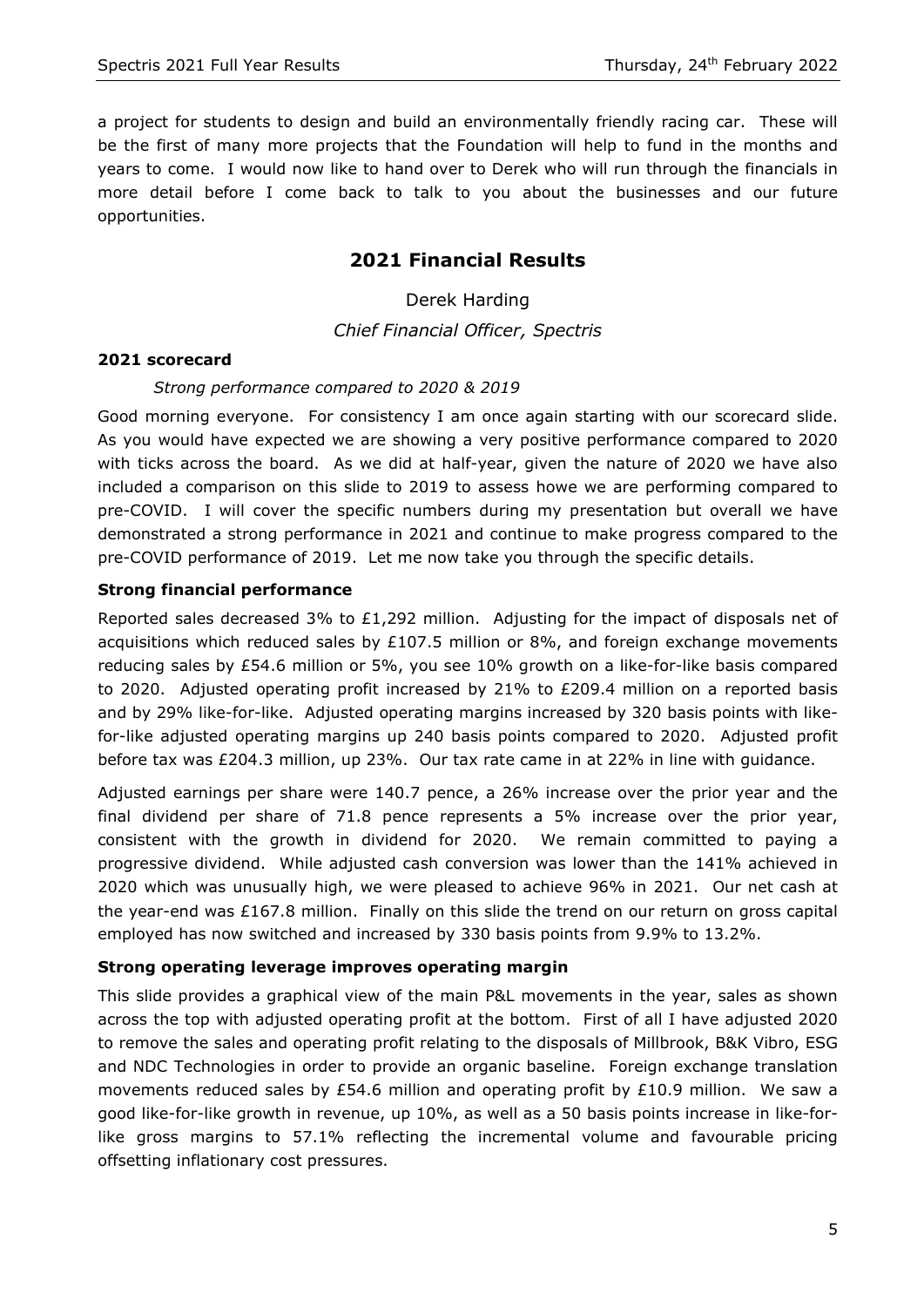a project for students to design and build an environmentally friendly racing car. These will be the first of many more projects that the Foundation will help to fund in the months and years to come. I would now like to hand over to Derek who will run through the financials in more detail before I come back to talk to you about the businesses and our future opportunities.

## 2021 Financial Results

Derek Harding

*Chief Financial Officer, Spectris*

### 2021 scorecard

*Strong performance compared to 2020 & 2019*

Good morning everyone. For consistency I am once again starting with our scorecard slide. As you would have expected we are showing a very positive performance compared to 2020 with ticks across the board. As we did at half-year, given the nature of 2020 we have also included a comparison on this slide to 2019 to assess howe we are performing compared to pre-COVID. I will cover the specific numbers during my presentation but overall we have demonstrated a strong performance in 2021 and continue to make progress compared to the pre-COVID performance of 2019. Let me now take you through the specific details.

### Strong financial performance

Reported sales decreased 3% to £1,292 million. Adjusting for the impact of disposals net of acquisitions which reduced sales by £107.5 million or 8%, and foreign exchange movements reducing sales by £54.6 million or 5%, you see 10% growth on a like-for-like basis compared to 2020. Adjusted operating profit increased by 21% to £209.4 million on a reported basis and by 29% like-for-like. Adjusted operating margins increased by 320 basis points with like-for-like adjusted operating margins up 240 basis points compared to 2020. Adjusted profit before tax was £204.3 million, up 23%. Our tax rate came in at 22% in line with guidance.

Adjusted earnings per share were 140.7 pence, a 26% increase over the prior year and the final dividend per share of 71.8 pence represents a 5% increase over the prior year, consistent with the growth in dividend for 2020. We remain committed to paying a progressive dividend. While adjusted cash conversion was lower than the 141% achieved in 2020 which was unusually high, we were pleased to achieve 96% in 2021. Our net cash at the year-end was £167.8 million. Finally on this slide the trend on our return on gross capital employed has now switched and increased by 330 basis points from 9.9% to 13.2%.

### Strong operating leverage improves operating margin

This slide provides a graphical view of the main P&L movements in the year, sales as shown across the top with adjusted operating profit at the bottom. First of all I have adjusted 2020 to remove the sales and operating profit relating to the disposals of Millbrook, B&K Vibro, ESG and NDC Technologies in order to provide an organic baseline. Foreign exchange translation movements reduced sales by £54.6 million and operating profit by £10.9 million. We saw a good like-for-like growth in revenue, up 10%, as well as a 50 basis points increase in like-for-like gross margins to 57.1% reflecting the incremental volume and favourable pricing offsetting inflationary cost pressures.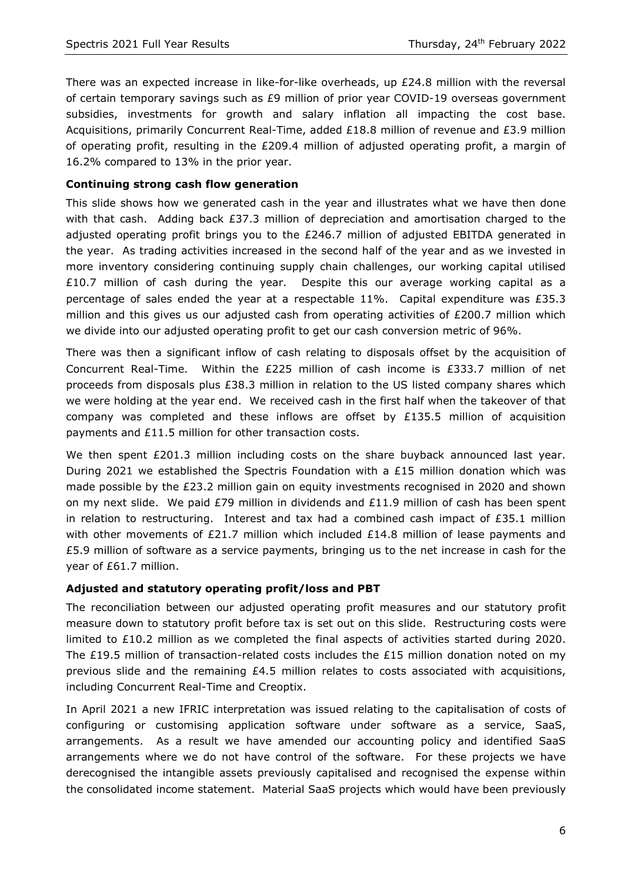There was an expected increase in like-for-like overheads, up £24.8 million with the reversal of certain temporary savings such as £9 million of prior year COVID-19 overseas government subsidies, investments for growth and salary inflation all impacting the cost base. Acquisitions, primarily Concurrent Real-Time, added £18.8 million of revenue and £3.9 million of operating profit, resulting in the £209.4 million of adjusted operating profit, a margin of 16.2% compared to 13% in the prior year.

**Continuing strong cash flow generation**

This slide shows how we generated cash in the year and illustrates what we have then done with that cash. Adding back £37.3 million of depreciation and amortisation charged to the adjusted operating profit brings you to the £246.7 million of adjusted EBITDA generated in the year. As trading activities increased in the second half of the year and as we invested in more inventory considering continuing supply chain challenges, our working capital utilised £10.7 million of cash during the year. Despite this our average working capital as a percentage of sales ended the year at a respectable 11%. Capital expenditure was £35.3 million and this gives us our adjusted cash from operating activities of £200.7 million which we divide into our adjusted operating profit to get our cash conversion metric of 96%.

There was then a significant inflow of cash relating to disposals offset by the acquisition of Concurrent Real-Time. Within the £225 million of cash income is £333.7 million of net proceeds from disposals plus £38.3 million in relation to the US listed company shares which we were holding at the year end. We received cash in the first half when the takeover of that company was completed and these inflows are offset by £135.5 million of acquisition payments and £11.5 million for other transaction costs.

We then spent £201.3 million including costs on the share buyback announced last year. During 2021 we established the Spectris Foundation with a £15 million donation which was made possible by the £23.2 million gain on equity investments recognised in 2020 and shown on my next slide. We paid £79 million in dividends and £11.9 million of cash has been spent in relation to restructuring. Interest and tax had a combined cash impact of £35.1 million with other movements of £21.7 million which included £14.8 million of lease payments and £5.9 million of software as a service payments, bringing us to the net increase in cash for the year of £61.7 million.

**Adjusted and statutory operating profit/loss and PBT**

The reconciliation between our adjusted operating profit measures and our statutory profit measure down to statutory profit before tax is set out on this slide. Restructuring costs were limited to £10.2 million as we completed the final aspects of activities started during 2020. The £19.5 million of transaction-related costs includes the £15 million donation noted on my previous slide and the remaining £4.5 million relates to costs associated with acquisitions, including Concurrent Real-Time and Creoptix.

In April 2021 a new IFRIC interpretation was issued relating to the capitalisation of costs of configuring or customising application software under software as a service, SaaS, arrangements. As a result we have amended our accounting policy and identified SaaS arrangements where we do not have control of the software. For these projects we have derecognised the intangible assets previously capitalised and recognised the expense within the consolidated income statement. Material SaaS projects which would have been previously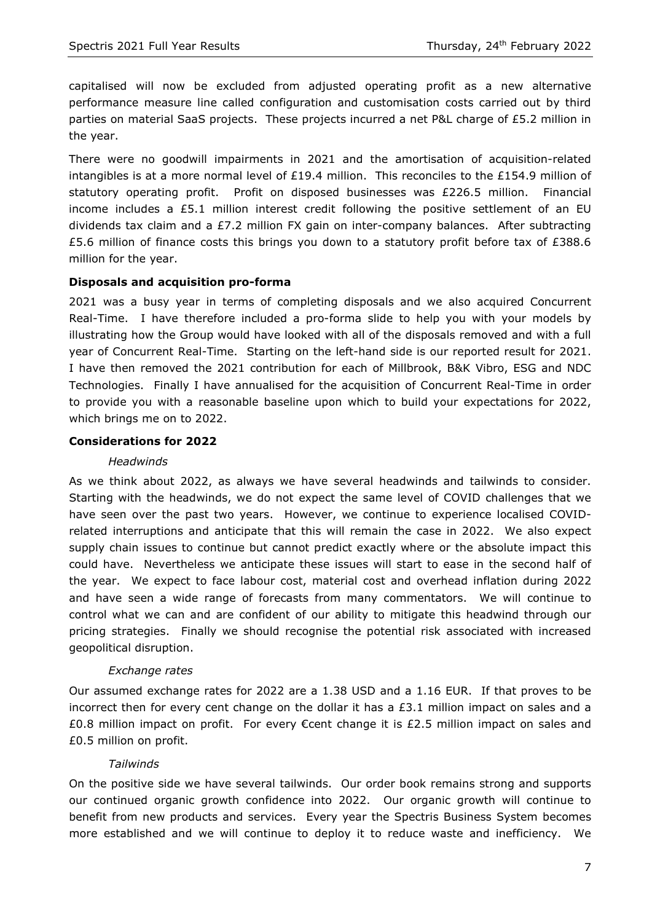capitalised will now be excluded from adjusted operating profit as a new alternative performance measure line called configuration and customisation costs carried out by third parties on material SaaS projects. These projects incurred a net P&L charge of £5.2 million in the year.

There were no goodwill impairments in 2021 and the amortisation of acquisition-related intangibles is at a more normal level of £19.4 million. This reconciles to the £154.9 million of statutory operating profit. Profit on disposed businesses was £226.5 million. Financial income includes a £5.1 million interest credit following the positive settlement of an EU dividends tax claim and a £7.2 million FX gain on inter-company balances. After subtracting £5.6 million of finance costs this brings you down to a statutory profit before tax of £388.6 million for the year.

**Disposals and acquisition pro-forma**

2021 was a busy year in terms of completing disposals and we also acquired Concurrent Real-Time. I have therefore included a pro-forma slide to help you with your models by illustrating how the Group would have looked with all of the disposals removed and with a full year of Concurrent Real-Time. Starting on the left-hand side is our reported result for 2021. I have then removed the 2021 contribution for each of Millbrook, B&K Vibro, ESG and NDC Technologies. Finally I have annualised for the acquisition of Concurrent Real-Time in order to provide you with a reasonable baseline upon which to build your expectations for 2022, which brings me on to 2022.

**Considerations for 2022**

*Headwinds*

As we think about 2022, as always we have several headwinds and tailwinds to consider. Starting with the headwinds, we do not expect the same level of COVID challenges that we have seen over the past two years. However, we continue to experience localised COVID-related interruptions and anticipate that this will remain the case in 2022. We also expect supply chain issues to continue but cannot predict exactly where or the absolute impact this could have. Nevertheless we anticipate these issues will start to ease in the second half of the year. We expect to face labour cost, material cost and overhead inflation during 2022 and have seen a wide range of forecasts from many commentators. We will continue to control what we can and are confident of our ability to mitigate this headwind through our pricing strategies. Finally we should recognise the potential risk associated with increased geopolitical disruption.

*Exchange rates*

Our assumed exchange rates for 2022 are a 1.38 USD and a 1.16 EUR. If that proves to be incorrect then for every cent change on the dollar it has a £3.1 million impact on sales and a £0.8 million impact on profit. For every €cent change it is £2.5 million impact on sales and £0.5 million on profit.

*Tailwinds*

On the positive side we have several tailwinds. Our order book remains strong and supports our continued organic growth confidence into 2022. Our organic growth will continue to benefit from new products and services. Every year the Spectris Business System becomes more established and we will continue to deploy it to reduce waste and inefficiency. We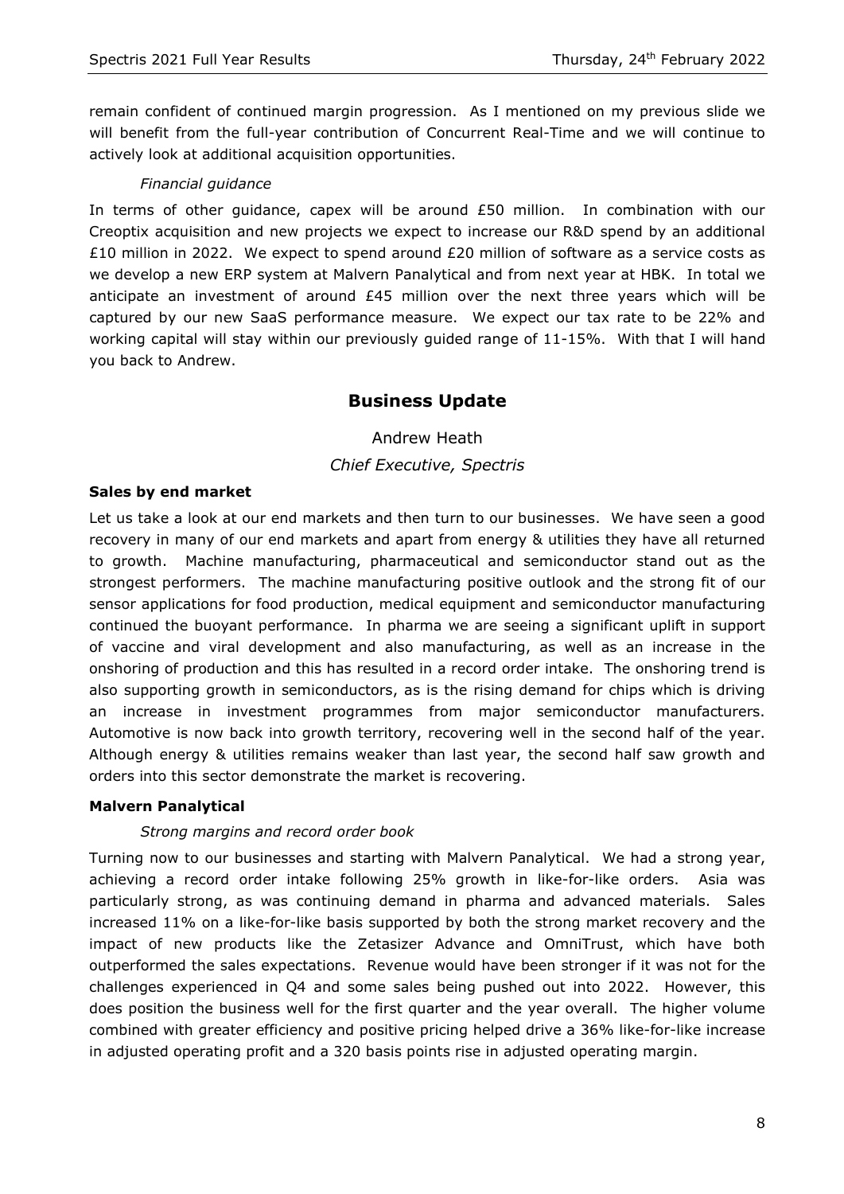remain confident of continued margin progression. As I mentioned on my previous slide we will benefit from the full-year contribution of Concurrent Real-Time and we will continue to actively look at additional acquisition opportunities.

*Financial guidance*

In terms of other guidance, capex will be around £50 million. In combination with our Creoptix acquisition and new projects we expect to increase our R&D spend by an additional £10 million in 2022. We expect to spend around £20 million of software as a service costs as we develop a new ERP system at Malvern Panalytical and from next year at HBK. In total we anticipate an investment of around £45 million over the next three years which will be captured by our new SaaS performance measure. We expect our tax rate to be 22% and working capital will stay within our previously guided range of 11-15%. With that I will hand you back to Andrew.

## Business Update

Andrew Heath

*Chief Executive, Spectris*

**Sales by end market**

Let us take a look at our end markets and then turn to our businesses. We have seen a good recovery in many of our end markets and apart from energy & utilities they have all returned to growth. Machine manufacturing, pharmaceutical and semiconductor stand out as the strongest performers. The machine manufacturing positive outlook and the strong fit of our sensor applications for food production, medical equipment and semiconductor manufacturing continued the buoyant performance. In pharma we are seeing a significant uplift in support of vaccine and viral development and also manufacturing, as well as an increase in the onshoring of production and this has resulted in a record order intake. The onshoring trend is also supporting growth in semiconductors, as is the rising demand for chips which is driving an increase in investment programmes from major semiconductor manufacturers. Automotive is now back into growth territory, recovering well in the second half of the year. Although energy & utilities remains weaker than last year, the second half saw growth and orders into this sector demonstrate the market is recovering.

**Malvern Panalytical**

*Strong margins and record order book*

Turning now to our businesses and starting with Malvern Panalytical. We had a strong year, achieving a record order intake following 25% growth in like-for-like orders. Asia was particularly strong, as was continuing demand in pharma and advanced materials. Sales increased 11% on a like-for-like basis supported by both the strong market recovery and the impact of new products like the Zetasizer Advance and OmniTrust, which have both outperformed the sales expectations. Revenue would have been stronger if it was not for the challenges experienced in Q4 and some sales being pushed out into 2022. However, this does position the business well for the first quarter and the year overall. The higher volume combined with greater efficiency and positive pricing helped drive a 36% like-for-like increase in adjusted operating profit and a 320 basis points rise in adjusted operating margin.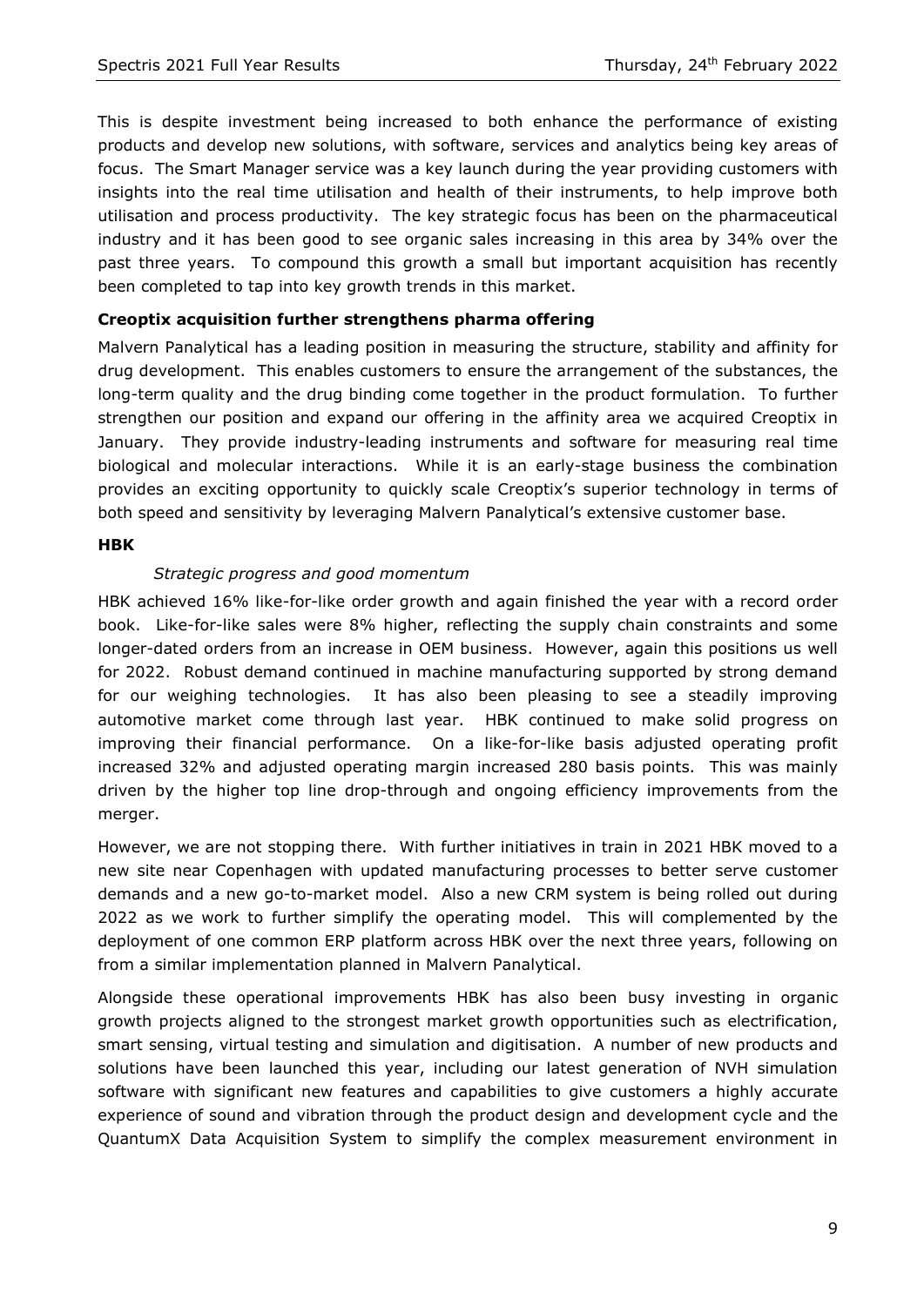This is despite investment being increased to both enhance the performance of existing products and develop new solutions, with software, services and analytics being key areas of focus. The Smart Manager service was a key launch during the year providing customers with insights into the real time utilisation and health of their instruments, to help improve both utilisation and process productivity. The key strategic focus has been on the pharmaceutical industry and it has been good to see organic sales increasing in this area by 34% over the past three years. To compound this growth a small but important acquisition has recently been completed to tap into key growth trends in this market.

**Creoptix acquisition further strengthens pharma offering**

Malvern Panalytical has a leading position in measuring the structure, stability and affinity for drug development. This enables customers to ensure the arrangement of the substances, the long-term quality and the drug binding come together in the product formulation. To further strengthen our position and expand our offering in the affinity area we acquired Creoptix in January. They provide industry-leading instruments and software for measuring real time biological and molecular interactions. While it is an early-stage business the combination provides an exciting opportunity to quickly scale Creoptix's superior technology in terms of both speed and sensitivity by leveraging Malvern Panalytical's extensive customer base.

**HBK**

*Strategic progress and good momentum*

HBK achieved 16% like-for-like order growth and again finished the year with a record order book. Like-for-like sales were 8% higher, reflecting the supply chain constraints and some longer-dated orders from an increase in OEM business. However, again this positions us well for 2022. Robust demand continued in machine manufacturing supported by strong demand for our weighing technologies. It has also been pleasing to see a steadily improving automotive market come through last year. HBK continued to make solid progress on improving their financial performance. On a like-for-like basis adjusted operating profit increased 32% and adjusted operating margin increased 280 basis points. This was mainly driven by the higher top line drop-through and ongoing efficiency improvements from the merger.

However, we are not stopping there. With further initiatives in train in 2021 HBK moved to a new site near Copenhagen with updated manufacturing processes to better serve customer demands and a new go-to-market model. Also a new CRM system is being rolled out during 2022 as we work to further simplify the operating model. This will complemented by the deployment of one common ERP platform across HBK over the next three years, following on from a similar implementation planned in Malvern Panalytical.

Alongside these operational improvements HBK has also been busy investing in organic growth projects aligned to the strongest market growth opportunities such as electrification, smart sensing, virtual testing and simulation and digitisation. A number of new products and solutions have been launched this year, including our latest generation of NVH simulation software with significant new features and capabilities to give customers a highly accurate experience of sound and vibration through the product design and development cycle and the QuantumX Data Acquisition System to simplify the complex measurement environment in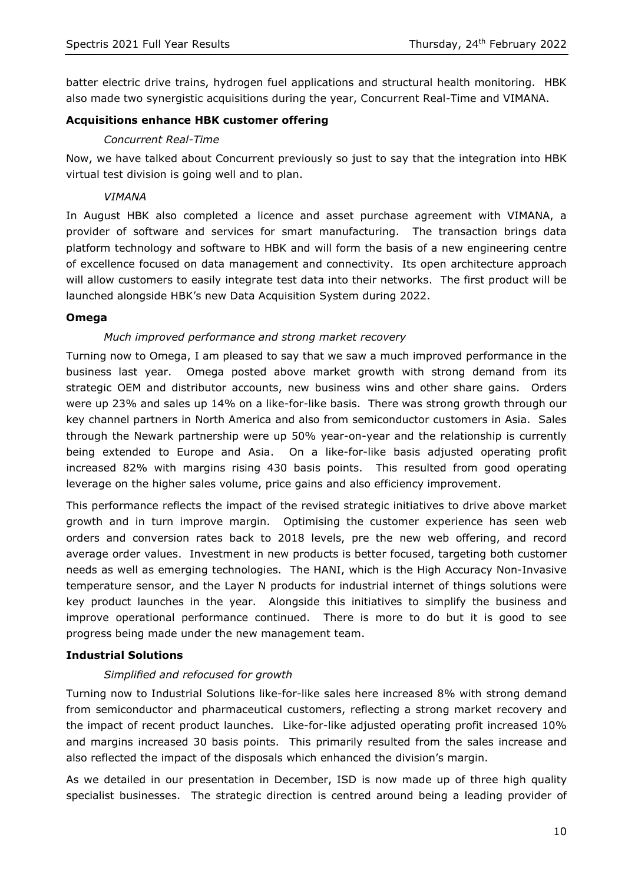batter electric drive trains, hydrogen fuel applications and structural health monitoring. HBK also made two synergistic acquisitions during the year, Concurrent Real-Time and VIMANA.

**Acquisitions enhance HBK customer offering**

*Concurrent Real-Time*

Now, we have talked about Concurrent previously so just to say that the integration into HBK virtual test division is going well and to plan.

*VIMANA*

In August HBK also completed a licence and asset purchase agreement with VIMANA, a provider of software and services for smart manufacturing. The transaction brings data platform technology and software to HBK and will form the basis of a new engineering centre of excellence focused on data management and connectivity. Its open architecture approach will allow customers to easily integrate test data into their networks. The first product will be launched alongside HBK's new Data Acquisition System during 2022.

**Omega**

*Much improved performance and strong market recovery*

Turning now to Omega, I am pleased to say that we saw a much improved performance in the business last year. Omega posted above market growth with strong demand from its strategic OEM and distributor accounts, new business wins and other share gains. Orders were up 23% and sales up 14% on a like-for-like basis. There was strong growth through our key channel partners in North America and also from semiconductor customers in Asia. Sales through the Newark partnership were up 50% year-on-year and the relationship is currently being extended to Europe and Asia. On a like-for-like basis adjusted operating profit increased 82% with margins rising 430 basis points. This resulted from good operating leverage on the higher sales volume, price gains and also efficiency improvement.

This performance reflects the impact of the revised strategic initiatives to drive above market growth and in turn improve margin. Optimising the customer experience has seen web orders and conversion rates back to 2018 levels, pre the new web offering, and record average order values. Investment in new products is better focused, targeting both customer needs as well as emerging technologies. The HANI, which is the High Accuracy Non-Invasive temperature sensor, and the Layer N products for industrial internet of things solutions were key product launches in the year. Alongside this initiatives to simplify the business and improve operational performance continued. There is more to do but it is good to see progress being made under the new management team.

**Industrial Solutions**

*Simplified and refocused for growth*

Turning now to Industrial Solutions like-for-like sales here increased 8% with strong demand from semiconductor and pharmaceutical customers, reflecting a strong market recovery and the impact of recent product launches. Like-for-like adjusted operating profit increased 10% and margins increased 30 basis points. This primarily resulted from the sales increase and also reflected the impact of the disposals which enhanced the division's margin.

As we detailed in our presentation in December, ISD is now made up of three high quality specialist businesses. The strategic direction is centred around being a leading provider of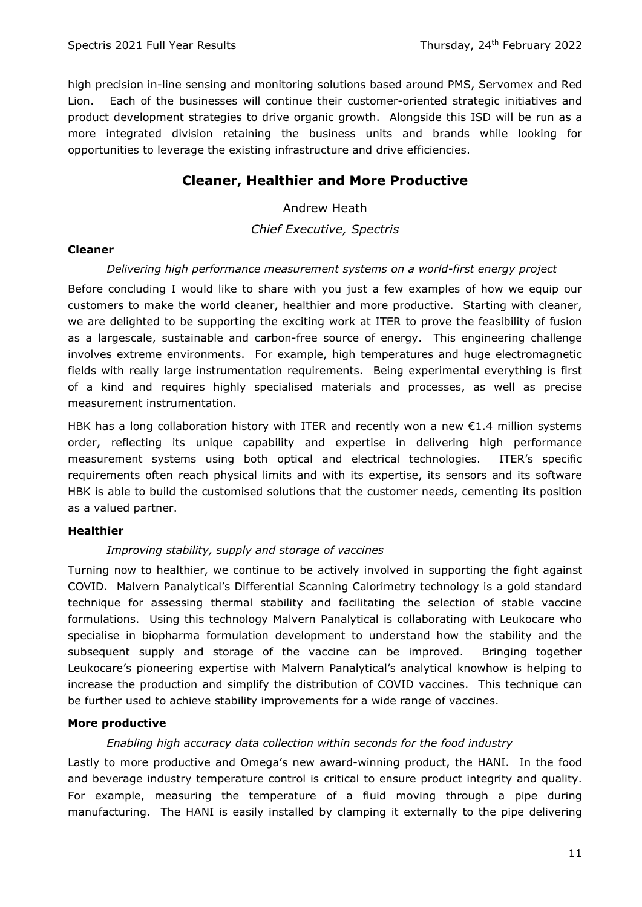high precision in-line sensing and monitoring solutions based around PMS, Servomex and Red Lion. Each of the businesses will continue their customer-oriented strategic initiatives and product development strategies to drive organic growth. Alongside this ISD will be run as a more integrated division retaining the business units and brands while looking for opportunities to leverage the existing infrastructure and drive efficiencies.

## Cleaner, Healthier and More Productive

Andrew Heath

*Chief Executive, Spectris*

**Cleaner**

*Delivering high performance measurement systems on a world-first energy project*

Before concluding I would like to share with you just a few examples of how we equip our customers to make the world cleaner, healthier and more productive. Starting with cleaner, we are delighted to be supporting the exciting work at ITER to prove the feasibility of fusion as a largescale, sustainable and carbon-free source of energy. This engineering challenge involves extreme environments. For example, high temperatures and huge electromagnetic fields with really large instrumentation requirements. Being experimental everything is first of a kind and requires highly specialised materials and processes, as well as precise measurement instrumentation.

HBK has a long collaboration history with ITER and recently won a new €1.4 million systems order, reflecting its unique capability and expertise in delivering high performance measurement systems using both optical and electrical technologies. ITER's specific requirements often reach physical limits and with its expertise, its sensors and its software HBK is able to build the customised solutions that the customer needs, cementing its position as a valued partner.

**Healthier**

*Improving stability, supply and storage of vaccines*

Turning now to healthier, we continue to be actively involved in supporting the fight against COVID. Malvern Panalytical's Differential Scanning Calorimetry technology is a gold standard technique for assessing thermal stability and facilitating the selection of stable vaccine formulations. Using this technology Malvern Panalytical is collaborating with Leukocare who specialise in biopharma formulation development to understand how the stability and the subsequent supply and storage of the vaccine can be improved. Bringing together Leukocare's pioneering expertise with Malvern Panalytical's analytical knowhow is helping to increase the production and simplify the distribution of COVID vaccines. This technique can be further used to achieve stability improvements for a wide range of vaccines.

**More productive**

*Enabling high accuracy data collection within seconds for the food industry*

Lastly to more productive and Omega's new award-winning product, the HANI. In the food and beverage industry temperature control is critical to ensure product integrity and quality. For example, measuring the temperature of a fluid moving through a pipe during manufacturing. The HANI is easily installed by clamping it externally to the pipe delivering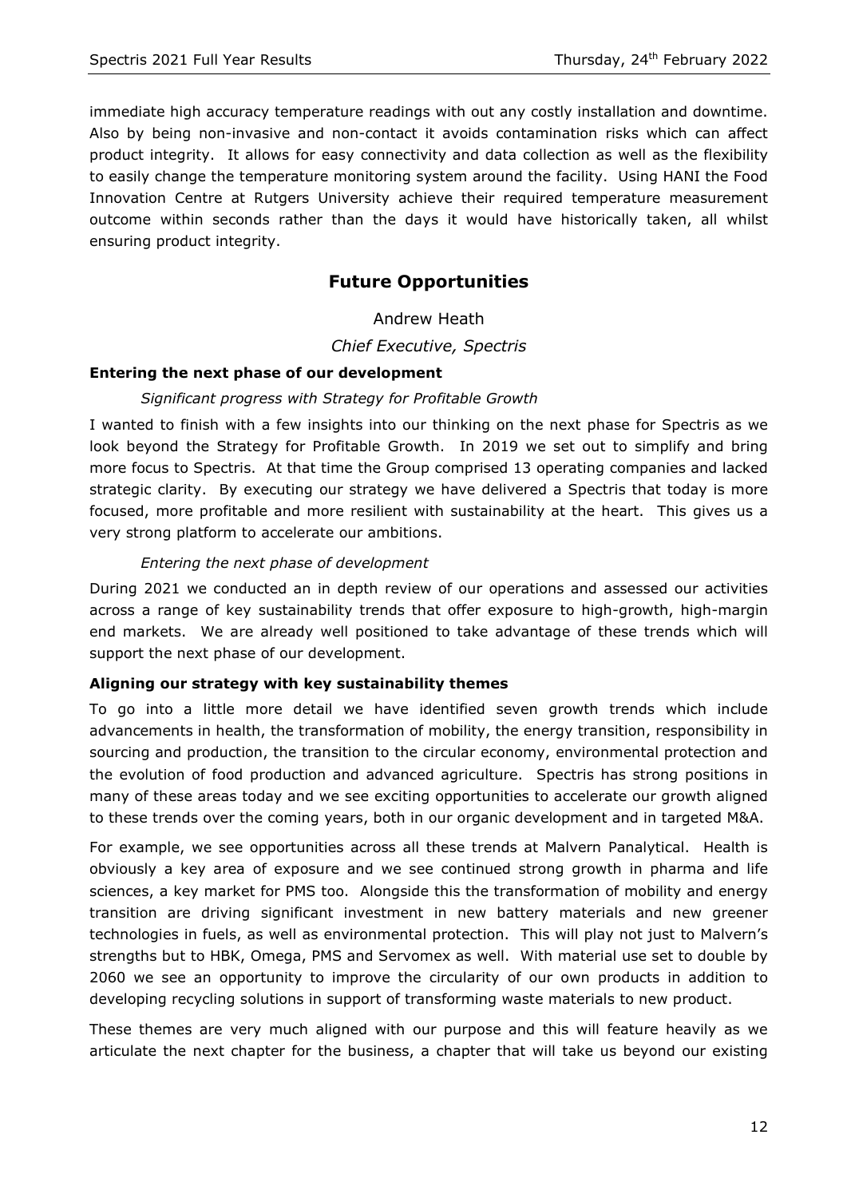immediate high accuracy temperature readings with out any costly installation and downtime. Also by being non-invasive and non-contact it avoids contamination risks which can affect product integrity. It allows for easy connectivity and data collection as well as the flexibility to easily change the temperature monitoring system around the facility. Using HANI the Food Innovation Centre at Rutgers University achieve their required temperature measurement outcome within seconds rather than the days it would have historically taken, all whilst ensuring product integrity.

## Future Opportunities

Andrew Heath

*Chief Executive, Spectris*

### Entering the next phase of our development

*Significant progress with Strategy for Profitable Growth*

I wanted to finish with a few insights into our thinking on the next phase for Spectris as we look beyond the Strategy for Profitable Growth. In 2019 we set out to simplify and bring more focus to Spectris. At that time the Group comprised 13 operating companies and lacked strategic clarity. By executing our strategy we have delivered a Spectris that today is more focused, more profitable and more resilient with sustainability at the heart. This gives us a very strong platform to accelerate our ambitions.

*Entering the next phase of development*

During 2021 we conducted an in depth review of our operations and assessed our activities across a range of key sustainability trends that offer exposure to high-growth, high-margin end markets. We are already well positioned to take advantage of these trends which will support the next phase of our development.

### Aligning our strategy with key sustainability themes

To go into a little more detail we have identified seven growth trends which include advancements in health, the transformation of mobility, the energy transition, responsibility in sourcing and production, the transition to the circular economy, environmental protection and the evolution of food production and advanced agriculture. Spectris has strong positions in many of these areas today and we see exciting opportunities to accelerate our growth aligned to these trends over the coming years, both in our organic development and in targeted M&A.

For example, we see opportunities across all these trends at Malvern Panalytical. Health is obviously a key area of exposure and we see continued strong growth in pharma and life sciences, a key market for PMS too. Alongside this the transformation of mobility and energy transition are driving significant investment in new battery materials and new greener technologies in fuels, as well as environmental protection. This will play not just to Malvern's strengths but to HBK, Omega, PMS and Servomex as well. With material use set to double by 2060 we see an opportunity to improve the circularity of our own products in addition to developing recycling solutions in support of transforming waste materials to new product.

These themes are very much aligned with our purpose and this will feature heavily as we articulate the next chapter for the business, a chapter that will take us beyond our existing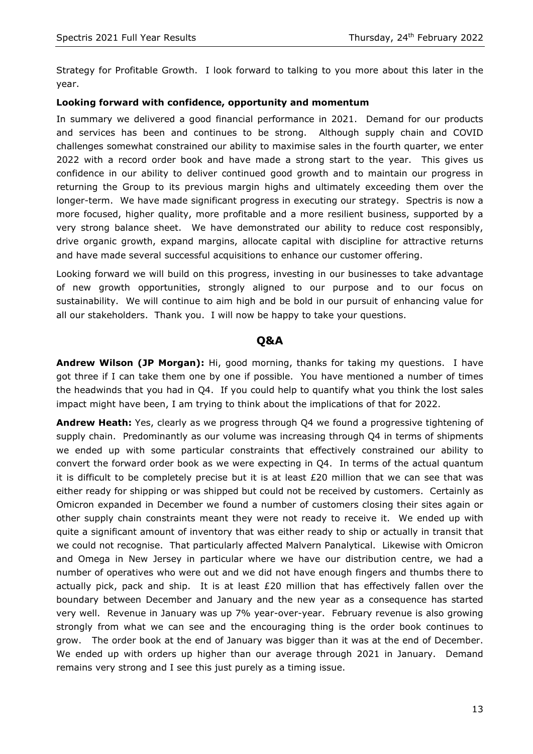Strategy for Profitable Growth. I look forward to talking to you more about this later in the year.

**Looking forward with confidence, opportunity and momentum**

In summary we delivered a good financial performance in 2021. Demand for our products and services has been and continues to be strong. Although supply chain and COVID challenges somewhat constrained our ability to maximise sales in the fourth quarter, we enter 2022 with a record order book and have made a strong start to the year. This gives us confidence in our ability to deliver continued good growth and to maintain our progress in returning the Group to its previous margin highs and ultimately exceeding them over the longer-term. We have made significant progress in executing our strategy. Spectris is now a more focused, higher quality, more profitable and a more resilient business, supported by a very strong balance sheet. We have demonstrated our ability to reduce cost responsibly, drive organic growth, expand margins, allocate capital with discipline for attractive returns and have made several successful acquisitions to enhance our customer offering.

Looking forward we will build on this progress, investing in our businesses to take advantage of new growth opportunities, strongly aligned to our purpose and to our focus on sustainability. We will continue to aim high and be bold in our pursuit of enhancing value for all our stakeholders. Thank you. I will now be happy to take your questions.

## Q&A

**Andrew Wilson (JP Morgan):** Hi, good morning, thanks for taking my questions. I have got three if I can take them one by one if possible. You have mentioned a number of times the headwinds that you had in Q4. If you could help to quantify what you think the lost sales impact might have been, I am trying to think about the implications of that for 2022.

**Andrew Heath:** Yes, clearly as we progress through Q4 we found a progressive tightening of supply chain. Predominantly as our volume was increasing through Q4 in terms of shipments we ended up with some particular constraints that effectively constrained our ability to convert the forward order book as we were expecting in Q4. In terms of the actual quantum it is difficult to be completely precise but it is at least £20 million that we can see that was either ready for shipping or was shipped but could not be received by customers. Certainly as Omicron expanded in December we found a number of customers closing their sites again or other supply chain constraints meant they were not ready to receive it. We ended up with quite a significant amount of inventory that was either ready to ship or actually in transit that we could not recognise. That particularly affected Malvern Panalytical. Likewise with Omicron and Omega in New Jersey in particular where we have our distribution centre, we had a number of operatives who were out and we did not have enough fingers and thumbs there to actually pick, pack and ship. It is at least £20 million that has effectively fallen over the boundary between December and January and the new year as a consequence has started very well. Revenue in January was up 7% year-over-year. February revenue is also growing strongly from what we can see and the encouraging thing is the order book continues to grow. The order book at the end of January was bigger than it was at the end of December. We ended up with orders up higher than our average through 2021 in January. Demand remains very strong and I see this just purely as a timing issue.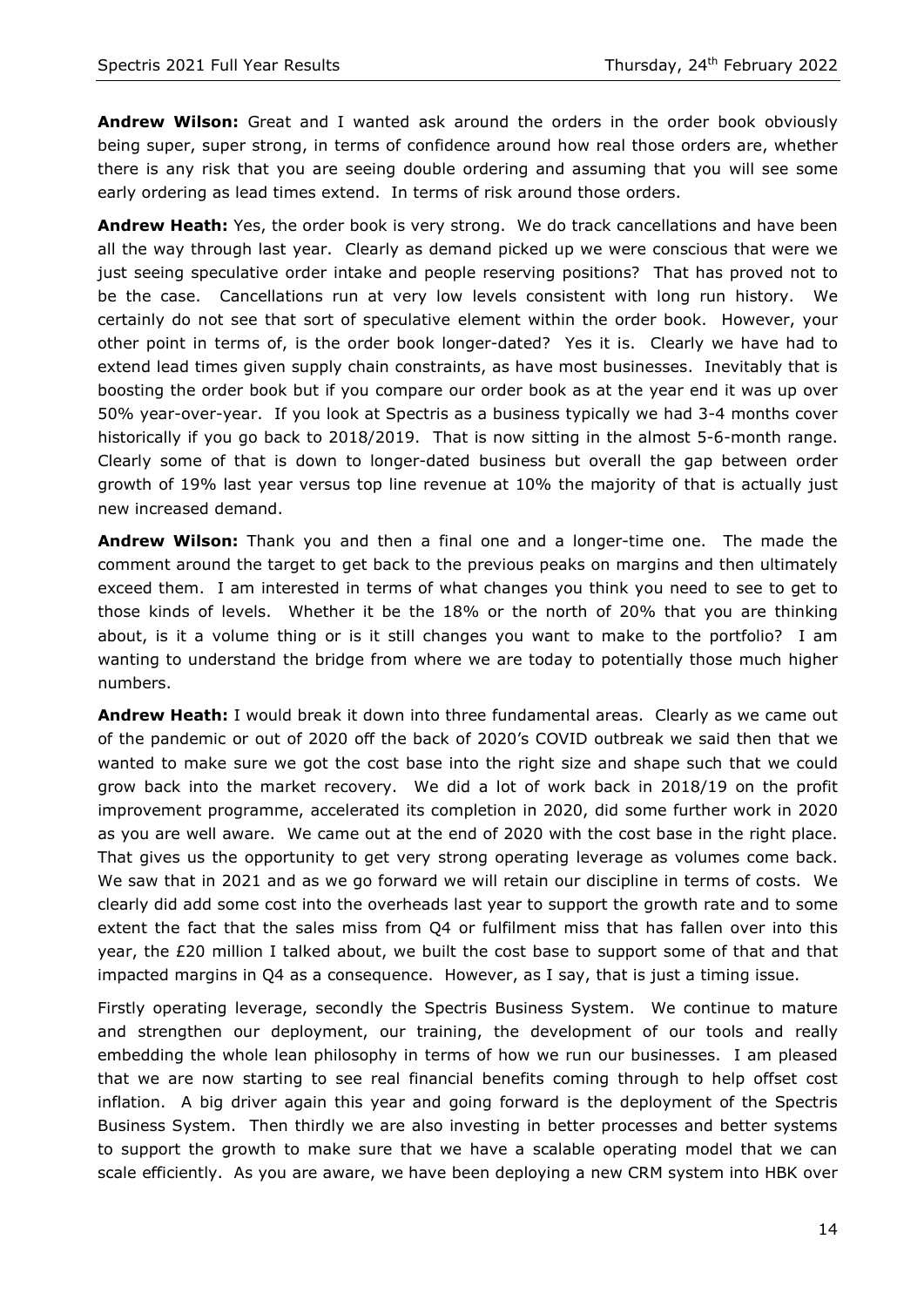**Andrew Wilson:** Great and I wanted ask around the orders in the order book obviously being super, super strong, in terms of confidence around how real those orders are, whether there is any risk that you are seeing double ordering and assuming that you will see some early ordering as lead times extend. In terms of risk around those orders.

**Andrew Heath:** Yes, the order book is very strong. We do track cancellations and have been all the way through last year. Clearly as demand picked up we were conscious that were we just seeing speculative order intake and people reserving positions? That has proved not to be the case. Cancellations run at very low levels consistent with long run history. We certainly do not see that sort of speculative element within the order book. However, your other point in terms of, is the order book longer-dated? Yes it is. Clearly we have had to extend lead times given supply chain constraints, as have most businesses. Inevitably that is boosting the order book but if you compare our order book as at the year end it was up over 50% year-over-year. If you look at Spectris as a business typically we had 3-4 months cover historically if you go back to 2018/2019. That is now sitting in the almost 5-6-month range. Clearly some of that is down to longer-dated business but overall the gap between order growth of 19% last year versus top line revenue at 10% the majority of that is actually just new increased demand.

**Andrew Wilson:** Thank you and then a final one and a longer-time one. The made the comment around the target to get back to the previous peaks on margins and then ultimately exceed them. I am interested in terms of what changes you think you need to see to get to those kinds of levels. Whether it be the 18% or the north of 20% that you are thinking about, is it a volume thing or is it still changes you want to make to the portfolio? I am wanting to understand the bridge from where we are today to potentially those much higher numbers.

**Andrew Heath:** I would break it down into three fundamental areas. Clearly as we came out of the pandemic or out of 2020 off the back of 2020's COVID outbreak we said then that we wanted to make sure we got the cost base into the right size and shape such that we could grow back into the market recovery. We did a lot of work back in 2018/19 on the profit improvement programme, accelerated its completion in 2020, did some further work in 2020 as you are well aware. We came out at the end of 2020 with the cost base in the right place. That gives us the opportunity to get very strong operating leverage as volumes come back. We saw that in 2021 and as we go forward we will retain our discipline in terms of costs. We clearly did add some cost into the overheads last year to support the growth rate and to some extent the fact that the sales miss from Q4 or fulfilment miss that has fallen over into this year, the £20 million I talked about, we built the cost base to support some of that and that impacted margins in Q4 as a consequence. However, as I say, that is just a timing issue.

Firstly operating leverage, secondly the Spectris Business System. We continue to mature and strengthen our deployment, our training, the development of our tools and really embedding the whole lean philosophy in terms of how we run our businesses. I am pleased that we are now starting to see real financial benefits coming through to help offset cost inflation. A big driver again this year and going forward is the deployment of the Spectris Business System. Then thirdly we are also investing in better processes and better systems to support the growth to make sure that we have a scalable operating model that we can scale efficiently. As you are aware, we have been deploying a new CRM system into HBK over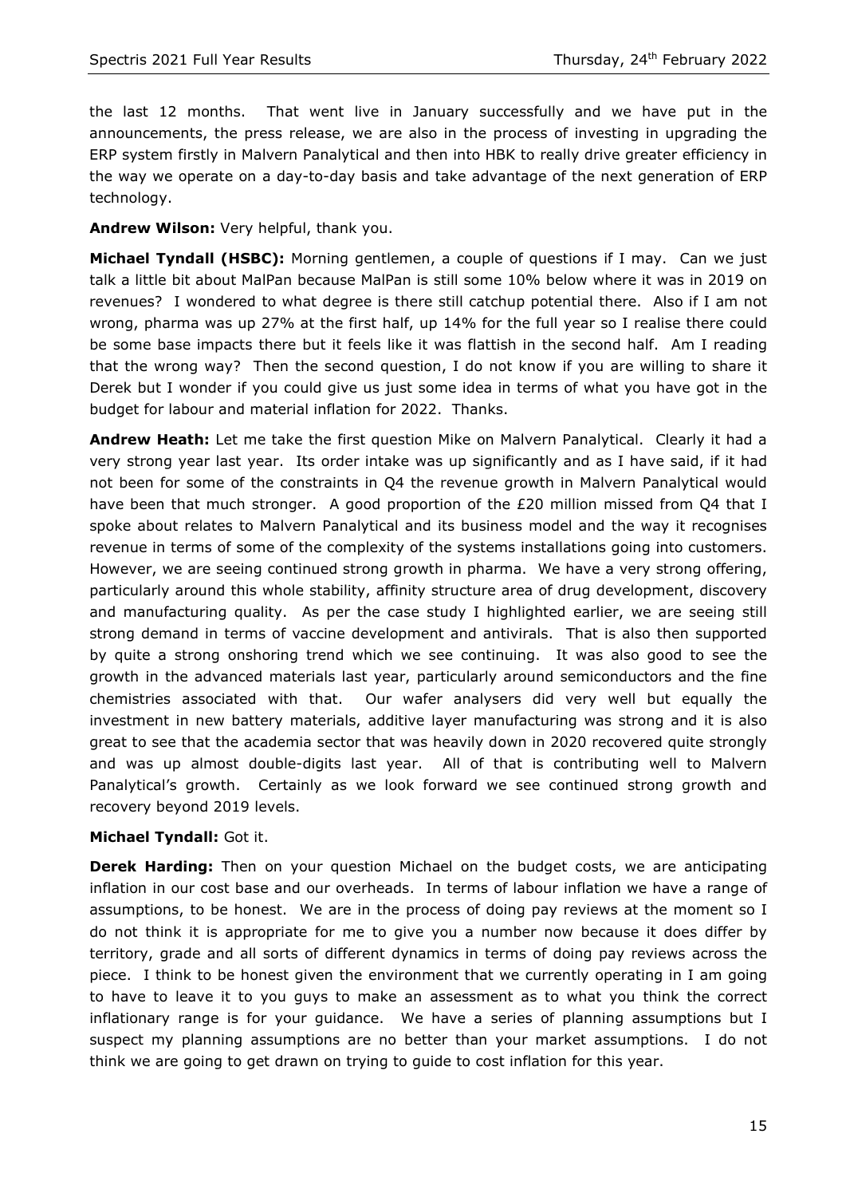the last 12 months. That went live in January successfully and we have put in the announcements, the press release, we are also in the process of investing in upgrading the ERP system firstly in Malvern Panalytical and then into HBK to really drive greater efficiency in the way we operate on a day-to-day basis and take advantage of the next generation of ERP technology.

**Andrew Wilson:** Very helpful, thank you.

**Michael Tyndall (HSBC):** Morning gentlemen, a couple of questions if I may. Can we just talk a little bit about MalPan because MalPan is still some 10% below where it was in 2019 on revenues? I wondered to what degree is there still catchup potential there. Also if I am not wrong, pharma was up 27% at the first half, up 14% for the full year so I realise there could be some base impacts there but it feels like it was flattish in the second half. Am I reading that the wrong way? Then the second question, I do not know if you are willing to share it Derek but I wonder if you could give us just some idea in terms of what you have got in the budget for labour and material inflation for 2022. Thanks.

**Andrew Heath:** Let me take the first question Mike on Malvern Panalytical. Clearly it had a very strong year last year. Its order intake was up significantly and as I have said, if it had not been for some of the constraints in Q4 the revenue growth in Malvern Panalytical would have been that much stronger. A good proportion of the £20 million missed from Q4 that I spoke about relates to Malvern Panalytical and its business model and the way it recognises revenue in terms of some of the complexity of the systems installations going into customers. However, we are seeing continued strong growth in pharma. We have a very strong offering, particularly around this whole stability, affinity structure area of drug development, discovery and manufacturing quality. As per the case study I highlighted earlier, we are seeing still strong demand in terms of vaccine development and antivirals. That is also then supported by quite a strong onshoring trend which we see continuing. It was also good to see the growth in the advanced materials last year, particularly around semiconductors and the fine chemistries associated with that. Our wafer analysers did very well but equally the investment in new battery materials, additive layer manufacturing was strong and it is also great to see that the academia sector that was heavily down in 2020 recovered quite strongly and was up almost double-digits last year. All of that is contributing well to Malvern Panalytical's growth. Certainly as we look forward we see continued strong growth and recovery beyond 2019 levels.

**Michael Tyndall:** Got it.

**Derek Harding:** Then on your question Michael on the budget costs, we are anticipating inflation in our cost base and our overheads. In terms of labour inflation we have a range of assumptions, to be honest. We are in the process of doing pay reviews at the moment so I do not think it is appropriate for me to give you a number now because it does differ by territory, grade and all sorts of different dynamics in terms of doing pay reviews across the piece. I think to be honest given the environment that we currently operating in I am going to have to leave it to you guys to make an assessment as to what you think the correct inflationary range is for your guidance. We have a series of planning assumptions but I suspect my planning assumptions are no better than your market assumptions. I do not think we are going to get drawn on trying to guide to cost inflation for this year.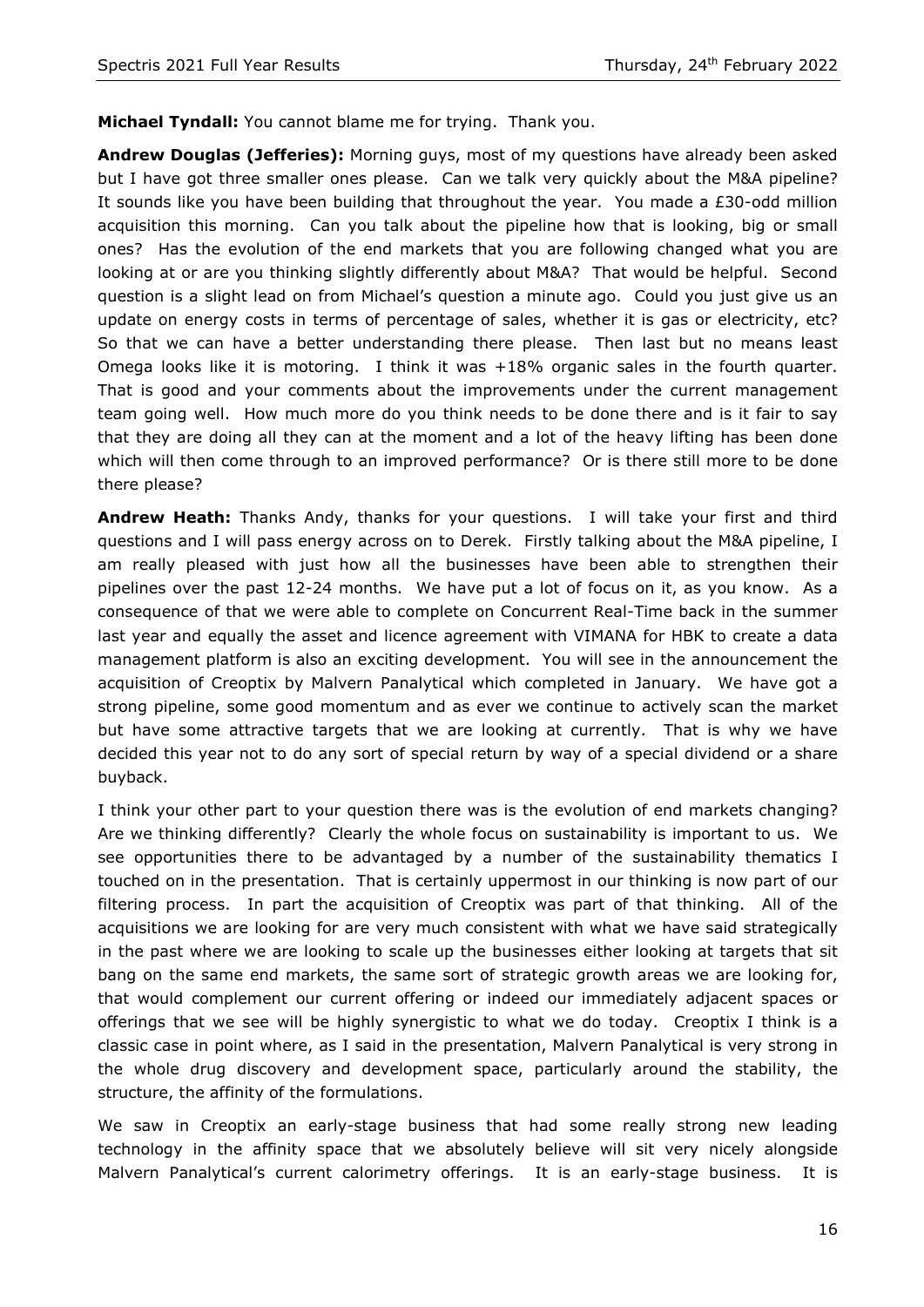**Michael Tyndall:** You cannot blame me for trying. Thank you.

**Andrew Douglas (Jefferies):** Morning guys, most of my questions have already been asked but I have got three smaller ones please. Can we talk very quickly about the M&A pipeline? It sounds like you have been building that throughout the year. You made a £30-odd million acquisition this morning. Can you talk about the pipeline how that is looking, big or small ones? Has the evolution of the end markets that you are following changed what you are looking at or are you thinking slightly differently about M&A? That would be helpful. Second question is a slight lead on from Michael's question a minute ago. Could you just give us an update on energy costs in terms of percentage of sales, whether it is gas or electricity, etc? So that we can have a better understanding there please. Then last but no means least Omega looks like it is motoring. I think it was +18% organic sales in the fourth quarter. That is good and your comments about the improvements under the current management team going well. How much more do you think needs to be done there and is it fair to say that they are doing all they can at the moment and a lot of the heavy lifting has been done which will then come through to an improved performance? Or is there still more to be done there please?

**Andrew Heath:** Thanks Andy, thanks for your questions. I will take your first and third questions and I will pass energy across on to Derek. Firstly talking about the M&A pipeline, I am really pleased with just how all the businesses have been able to strengthen their pipelines over the past 12-24 months. We have put a lot of focus on it, as you know. As a consequence of that we were able to complete on Concurrent Real-Time back in the summer last year and equally the asset and licence agreement with VIMANA for HBK to create a data management platform is also an exciting development. You will see in the announcement the acquisition of Creoptix by Malvern Panalytical which completed in January. We have got a strong pipeline, some good momentum and as ever we continue to actively scan the market but have some attractive targets that we are looking at currently. That is why we have decided this year not to do any sort of special return by way of a special dividend or a share buyback.

I think your other part to your question there was is the evolution of end markets changing? Are we thinking differently? Clearly the whole focus on sustainability is important to us. We see opportunities there to be advantaged by a number of the sustainability thematics I touched on in the presentation. That is certainly uppermost in our thinking is now part of our filtering process. In part the acquisition of Creoptix was part of that thinking. All of the acquisitions we are looking for are very much consistent with what we have said strategically in the past where we are looking to scale up the businesses either looking at targets that sit bang on the same end markets, the same sort of strategic growth areas we are looking for, that would complement our current offering or indeed our immediately adjacent spaces or offerings that we see will be highly synergistic to what we do today. Creoptix I think is a classic case in point where, as I said in the presentation, Malvern Panalytical is very strong in the whole drug discovery and development space, particularly around the stability, the structure, the affinity of the formulations.

We saw in Creoptix an early-stage business that had some really strong new leading technology in the affinity space that we absolutely believe will sit very nicely alongside Malvern Panalytical's current calorimetry offerings. It is an early-stage business. It is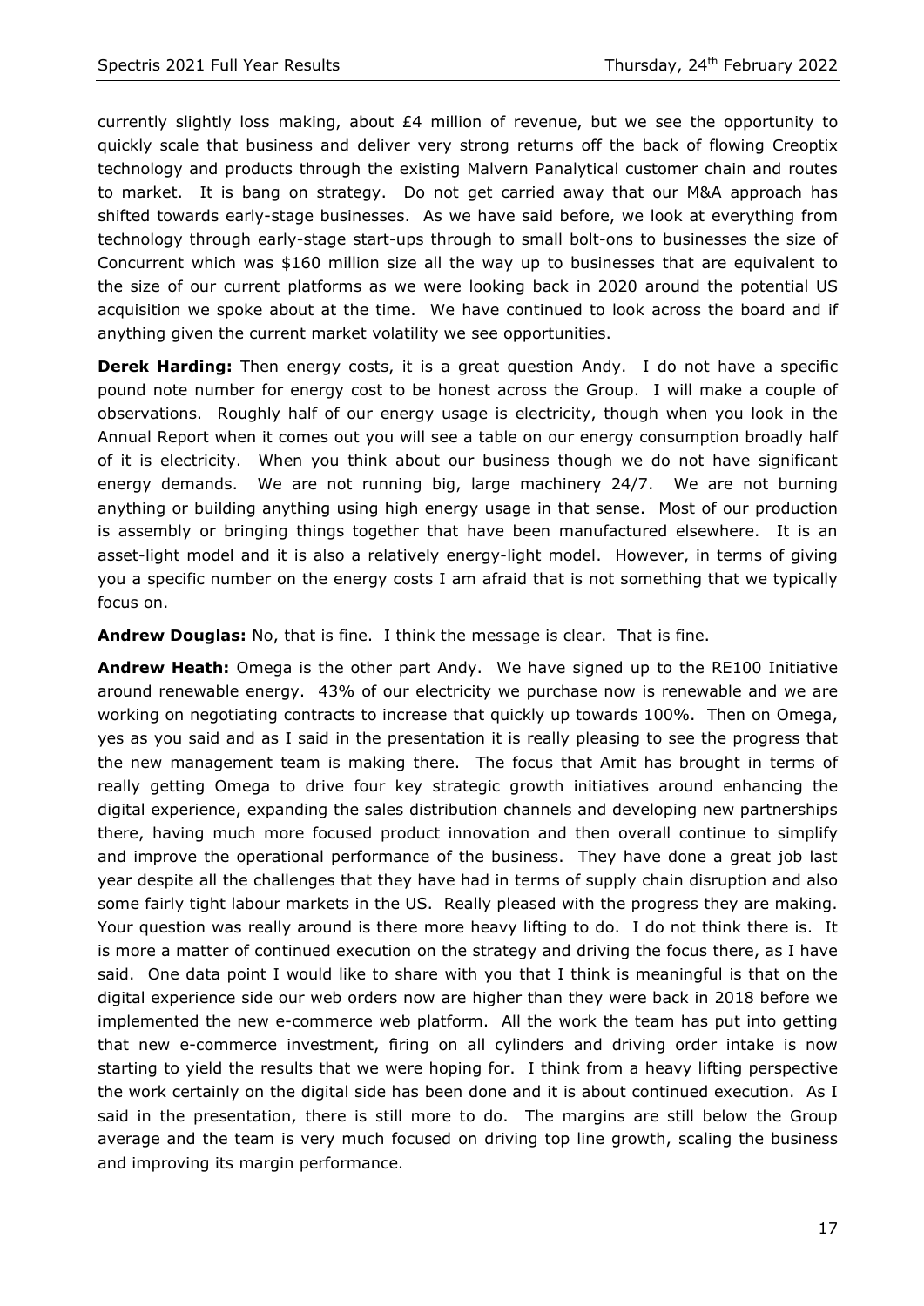currently slightly loss making, about £4 million of revenue, but we see the opportunity to quickly scale that business and deliver very strong returns off the back of flowing Creoptix technology and products through the existing Malvern Panalytical customer chain and routes to market. It is bang on strategy. Do not get carried away that our M&A approach has shifted towards early-stage businesses. As we have said before, we look at everything from technology through early-stage start-ups through to small bolt-ons to businesses the size of Concurrent which was $160 million size all the way up to businesses that are equivalent to the size of our current platforms as we were looking back in 2020 around the potential US acquisition we spoke about at the time. We have continued to look across the board and if anything given the current market volatility we see opportunities.

**Derek Harding:** Then energy costs, it is a great question Andy. I do not have a specific pound note number for energy cost to be honest across the Group. I will make a couple of observations. Roughly half of our energy usage is electricity, though when you look in the Annual Report when it comes out you will see a table on our energy consumption broadly half of it is electricity. When you think about our business though we do not have significant energy demands. We are not running big, large machinery 24/7. We are not burning anything or building anything using high energy usage in that sense. Most of our production is assembly or bringing things together that have been manufactured elsewhere. It is an asset-light model and it is also a relatively energy-light model. However, in terms of giving you a specific number on the energy costs I am afraid that is not something that we typically focus on.

**Andrew Douglas:** No, that is fine. I think the message is clear. That is fine.

**Andrew Heath:** Omega is the other part Andy. We have signed up to the RE100 Initiative around renewable energy. 43% of our electricity we purchase now is renewable and we are working on negotiating contracts to increase that quickly up towards 100%. Then on Omega, yes as you said and as I said in the presentation it is really pleasing to see the progress that the new management team is making there. The focus that Amit has brought in terms of really getting Omega to drive four key strategic growth initiatives around enhancing the digital experience, expanding the sales distribution channels and developing new partnerships there, having much more focused product innovation and then overall continue to simplify and improve the operational performance of the business. They have done a great job last year despite all the challenges that they have had in terms of supply chain disruption and also some fairly tight labour markets in the US. Really pleased with the progress they are making. Your question was really around is there more heavy lifting to do. I do not think there is. It is more a matter of continued execution on the strategy and driving the focus there, as I have said. One data point I would like to share with you that I think is meaningful is that on the digital experience side our web orders now are higher than they were back in 2018 before we implemented the new e-commerce web platform. All the work the team has put into getting that new e-commerce investment, firing on all cylinders and driving order intake is now starting to yield the results that we were hoping for. I think from a heavy lifting perspective the work certainly on the digital side has been done and it is about continued execution. As I said in the presentation, there is still more to do. The margins are still below the Group average and the team is very much focused on driving top line growth, scaling the business and improving its margin performance.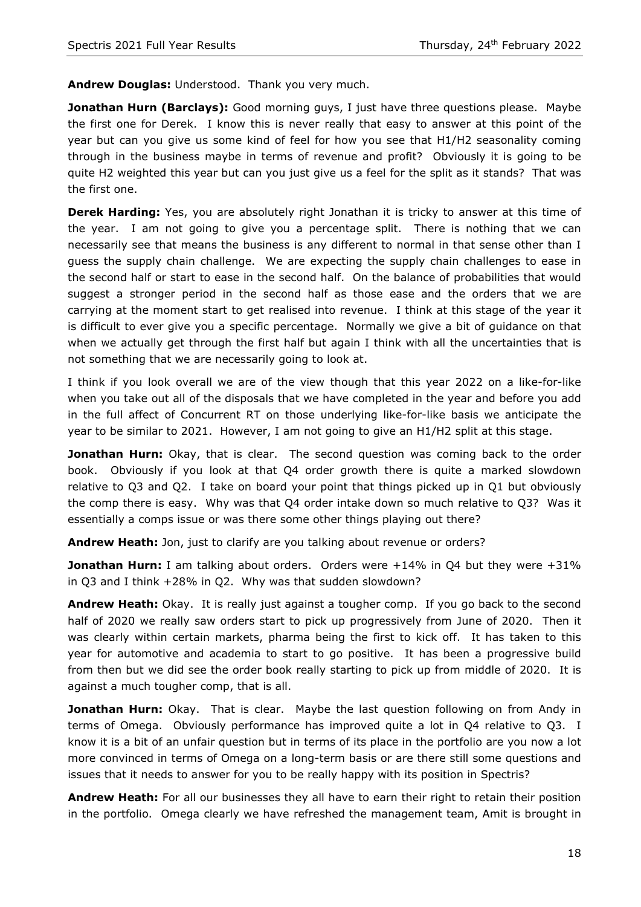**Andrew Douglas:** Understood. Thank you very much.

**Jonathan Hurn (Barclays):** Good morning guys, I just have three questions please. Maybe the first one for Derek. I know this is never really that easy to answer at this point of the year but can you give us some kind of feel for how you see that H1/H2 seasonality coming through in the business maybe in terms of revenue and profit? Obviously it is going to be quite H2 weighted this year but can you just give us a feel for the split as it stands? That was the first one.

**Derek Harding:** Yes, you are absolutely right Jonathan it is tricky to answer at this time of the year. I am not going to give you a percentage split. There is nothing that we can necessarily see that means the business is any different to normal in that sense other than I guess the supply chain challenge. We are expecting the supply chain challenges to ease in the second half or start to ease in the second half. On the balance of probabilities that would suggest a stronger period in the second half as those ease and the orders that we are carrying at the moment start to get realised into revenue. I think at this stage of the year it is difficult to ever give you a specific percentage. Normally we give a bit of guidance on that when we actually get through the first half but again I think with all the uncertainties that is not something that we are necessarily going to look at.

I think if you look overall we are of the view though that this year 2022 on a like-for-like when you take out all of the disposals that we have completed in the year and before you add in the full affect of Concurrent RT on those underlying like-for-like basis we anticipate the year to be similar to 2021. However, I am not going to give an H1/H2 split at this stage.

**Jonathan Hurn:** Okay, that is clear. The second question was coming back to the order book. Obviously if you look at that Q4 order growth there is quite a marked slowdown relative to Q3 and Q2. I take on board your point that things picked up in Q1 but obviously the comp there is easy. Why was that Q4 order intake down so much relative to Q3? Was it essentially a comps issue or was there some other things playing out there?

**Andrew Heath:** Jon, just to clarify are you talking about revenue or orders?

**Jonathan Hurn:** I am talking about orders. Orders were +14% in Q4 but they were +31% in Q3 and I think +28% in Q2. Why was that sudden slowdown?

**Andrew Heath:** Okay. It is really just against a tougher comp. If you go back to the second half of 2020 we really saw orders start to pick up progressively from June of 2020. Then it was clearly within certain markets, pharma being the first to kick off. It has taken to this year for automotive and academia to start to go positive. It has been a progressive build from then but we did see the order book really starting to pick up from middle of 2020. It is against a much tougher comp, that is all.

**Jonathan Hurn:** Okay. That is clear. Maybe the last question following on from Andy in terms of Omega. Obviously performance has improved quite a lot in Q4 relative to Q3. I know it is a bit of an unfair question but in terms of its place in the portfolio are you now a lot more convinced in terms of Omega on a long-term basis or are there still some questions and issues that it needs to answer for you to be really happy with its position in Spectris?

**Andrew Heath:** For all our businesses they all have to earn their right to retain their position in the portfolio. Omega clearly we have refreshed the management team, Amit is brought in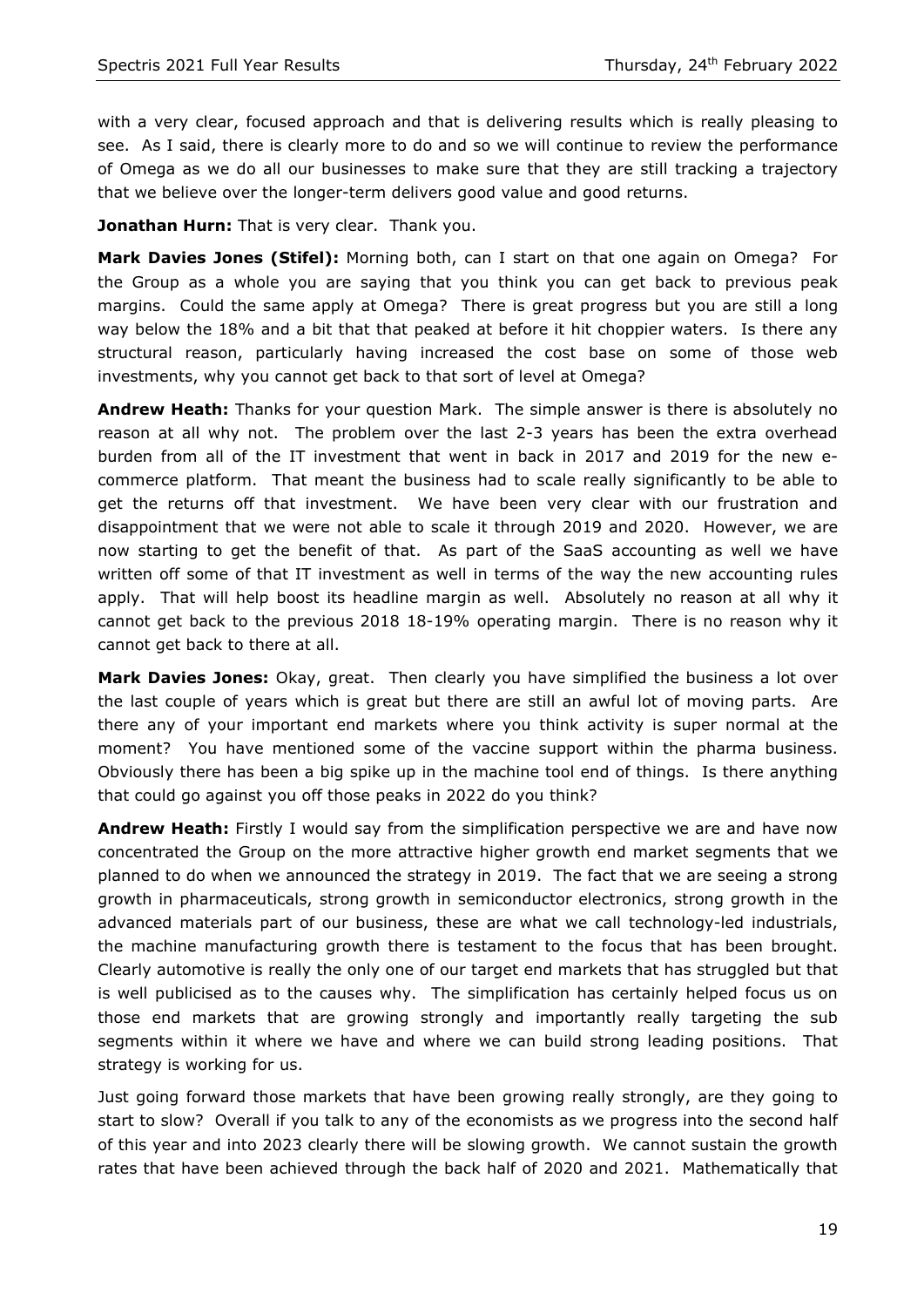with a very clear, focused approach and that is delivering results which is really pleasing to see. As I said, there is clearly more to do and so we will continue to review the performance of Omega as we do all our businesses to make sure that they are still tracking a trajectory that we believe over the longer-term delivers good value and good returns.

**Jonathan Hurn:** That is very clear. Thank you.

**Mark Davies Jones (Stifel):** Morning both, can I start on that one again on Omega? For the Group as a whole you are saying that you think you can get back to previous peak margins. Could the same apply at Omega? There is great progress but you are still a long way below the 18% and a bit that that peaked at before it hit choppier waters. Is there any structural reason, particularly having increased the cost base on some of those web investments, why you cannot get back to that sort of level at Omega?

**Andrew Heath:** Thanks for your question Mark. The simple answer is there is absolutely no reason at all why not. The problem over the last 2-3 years has been the extra overhead burden from all of the IT investment that went in back in 2017 and 2019 for the new e-commerce platform. That meant the business had to scale really significantly to be able to get the returns off that investment. We have been very clear with our frustration and disappointment that we were not able to scale it through 2019 and 2020. However, we are now starting to get the benefit of that. As part of the SaaS accounting as well we have written off some of that IT investment as well in terms of the way the new accounting rules apply. That will help boost its headline margin as well. Absolutely no reason at all why it cannot get back to the previous 2018 18-19% operating margin. There is no reason why it cannot get back to there at all.

**Mark Davies Jones:** Okay, great. Then clearly you have simplified the business a lot over the last couple of years which is great but there are still an awful lot of moving parts. Are there any of your important end markets where you think activity is super normal at the moment? You have mentioned some of the vaccine support within the pharma business. Obviously there has been a big spike up in the machine tool end of things. Is there anything that could go against you off those peaks in 2022 do you think?

**Andrew Heath:** Firstly I would say from the simplification perspective we are and have now concentrated the Group on the more attractive higher growth end market segments that we planned to do when we announced the strategy in 2019. The fact that we are seeing a strong growth in pharmaceuticals, strong growth in semiconductor electronics, strong growth in the advanced materials part of our business, these are what we call technology-led industrials, the machine manufacturing growth there is testament to the focus that has been brought. Clearly automotive is really the only one of our target end markets that has struggled but that is well publicised as to the causes why. The simplification has certainly helped focus us on those end markets that are growing strongly and importantly really targeting the sub segments within it where we have and where we can build strong leading positions. That strategy is working for us.

Just going forward those markets that have been growing really strongly, are they going to start to slow? Overall if you talk to any of the economists as we progress into the second half of this year and into 2023 clearly there will be slowing growth. We cannot sustain the growth rates that have been achieved through the back half of 2020 and 2021. Mathematically that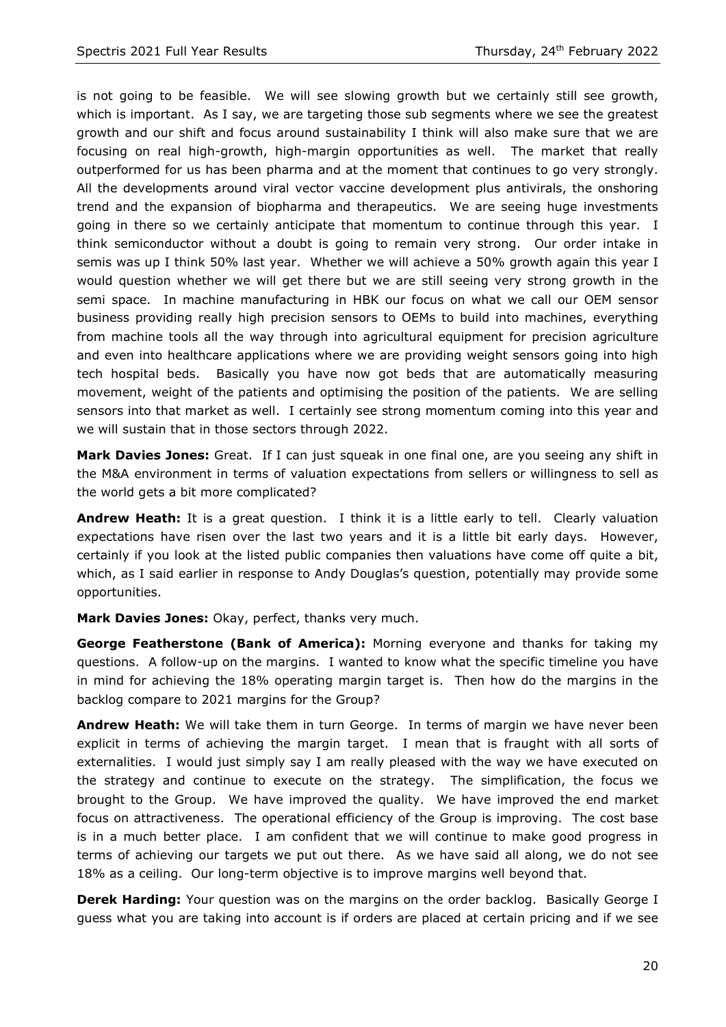is not going to be feasible. We will see slowing growth but we certainly still see growth, which is important. As I say, we are targeting those sub segments where we see the greatest growth and our shift and focus around sustainability I think will also make sure that we are focusing on real high-growth, high-margin opportunities as well. The market that really outperformed for us has been pharma and at the moment that continues to go very strongly. All the developments around viral vector vaccine development plus antivirals, the onshoring trend and the expansion of biopharma and therapeutics. We are seeing huge investments going in there so we certainly anticipate that momentum to continue through this year. I think semiconductor without a doubt is going to remain very strong. Our order intake in semis was up I think 50% last year. Whether we will achieve a 50% growth again this year I would question whether we will get there but we are still seeing very strong growth in the semi space. In machine manufacturing in HBK our focus on what we call our OEM sensor business providing really high precision sensors to OEMs to build into machines, everything from machine tools all the way through into agricultural equipment for precision agriculture and even into healthcare applications where we are providing weight sensors going into high tech hospital beds. Basically you have now got beds that are automatically measuring movement, weight of the patients and optimising the position of the patients. We are selling sensors into that market as well. I certainly see strong momentum coming into this year and we will sustain that in those sectors through 2022.

**Mark Davies Jones:** Great. If I can just squeak in one final one, are you seeing any shift in the M&A environment in terms of valuation expectations from sellers or willingness to sell as the world gets a bit more complicated?

**Andrew Heath:** It is a great question. I think it is a little early to tell. Clearly valuation expectations have risen over the last two years and it is a little bit early days. However, certainly if you look at the listed public companies then valuations have come off quite a bit, which, as I said earlier in response to Andy Douglas's question, potentially may provide some opportunities.

**Mark Davies Jones:** Okay, perfect, thanks very much.

**George Featherstone (Bank of America):** Morning everyone and thanks for taking my questions. A follow-up on the margins. I wanted to know what the specific timeline you have in mind for achieving the 18% operating margin target is. Then how do the margins in the backlog compare to 2021 margins for the Group?

**Andrew Heath:** We will take them in turn George. In terms of margin we have never been explicit in terms of achieving the margin target. I mean that is fraught with all sorts of externalities. I would just simply say I am really pleased with the way we have executed on the strategy and continue to execute on the strategy. The simplification, the focus we brought to the Group. We have improved the quality. We have improved the end market focus on attractiveness. The operational efficiency of the Group is improving. The cost base is in a much better place. I am confident that we will continue to make good progress in terms of achieving our targets we put out there. As we have said all along, we do not see 18% as a ceiling. Our long-term objective is to improve margins well beyond that.

**Derek Harding:** Your question was on the margins on the order backlog. Basically George I guess what you are taking into account is if orders are placed at certain pricing and if we see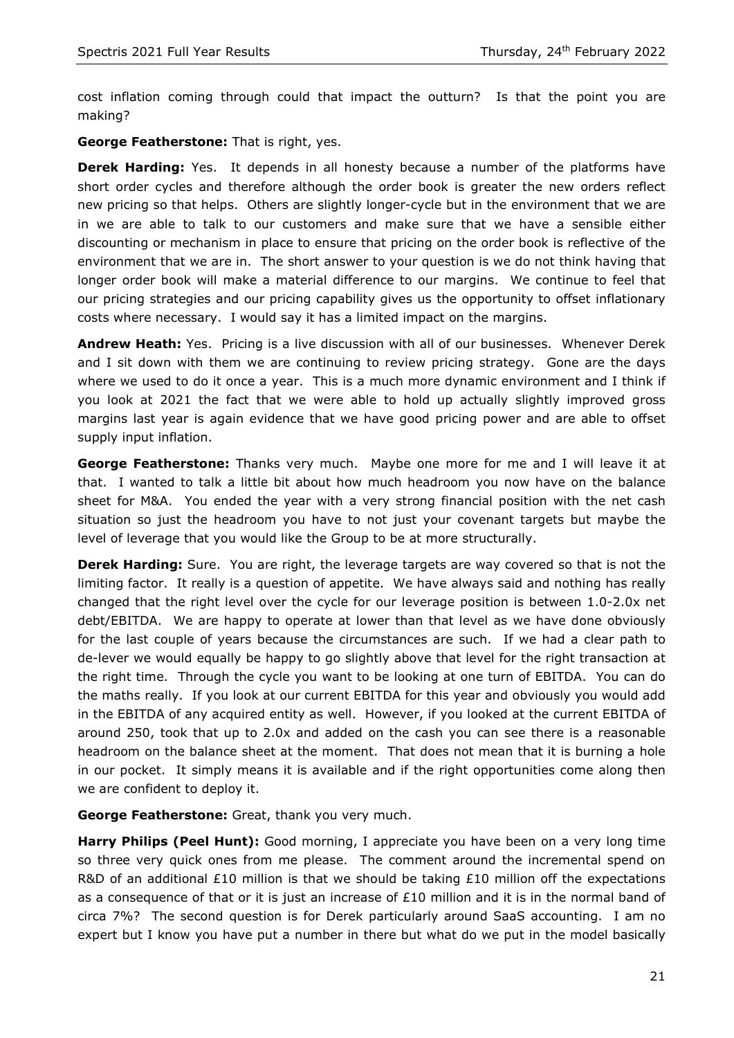cost inflation coming through could that impact the outturn? Is that the point you are making?

**George Featherstone:** That is right, yes.

**Derek Harding:** Yes. It depends in all honesty because a number of the platforms have short order cycles and therefore although the order book is greater the new orders reflect new pricing so that helps. Others are slightly longer-cycle but in the environment that we are in we are able to talk to our customers and make sure that we have a sensible either discounting or mechanism in place to ensure that pricing on the order book is reflective of the environment that we are in. The short answer to your question is we do not think having that longer order book will make a material difference to our margins. We continue to feel that our pricing strategies and our pricing capability gives us the opportunity to offset inflationary costs where necessary. I would say it has a limited impact on the margins.

**Andrew Heath:** Yes. Pricing is a live discussion with all of our businesses. Whenever Derek and I sit down with them we are continuing to review pricing strategy. Gone are the days where we used to do it once a year. This is a much more dynamic environment and I think if you look at 2021 the fact that we were able to hold up actually slightly improved gross margins last year is again evidence that we have good pricing power and are able to offset supply input inflation.

**George Featherstone:** Thanks very much. Maybe one more for me and I will leave it at that. I wanted to talk a little bit about how much headroom you now have on the balance sheet for M&A. You ended the year with a very strong financial position with the net cash situation so just the headroom you have to not just your covenant targets but maybe the level of leverage that you would like the Group to be at more structurally.

**Derek Harding:** Sure. You are right, the leverage targets are way covered so that is not the limiting factor. It really is a question of appetite. We have always said and nothing has really changed that the right level over the cycle for our leverage position is between 1.0-2.0x net debt/EBITDA. We are happy to operate at lower than that level as we have done obviously for the last couple of years because the circumstances are such. If we had a clear path to de-lever we would equally be happy to go slightly above that level for the right transaction at the right time. Through the cycle you want to be looking at one turn of EBITDA. You can do the maths really. If you look at our current EBITDA for this year and obviously you would add in the EBITDA of any acquired entity as well. However, if you looked at the current EBITDA of around 250, took that up to 2.0x and added on the cash you can see there is a reasonable headroom on the balance sheet at the moment. That does not mean that it is burning a hole in our pocket. It simply means it is available and if the right opportunities come along then we are confident to deploy it.

**George Featherstone:** Great, thank you very much.

**Harry Philips (Peel Hunt):** Good morning, I appreciate you have been on a very long time so three very quick ones from me please. The comment around the incremental spend on R&D of an additional £10 million is that we should be taking £10 million off the expectations as a consequence of that or it is just an increase of £10 million and it is in the normal band of circa 7%? The second question is for Derek particularly around SaaS accounting. I am no expert but I know you have put a number in there but what do we put in the model basically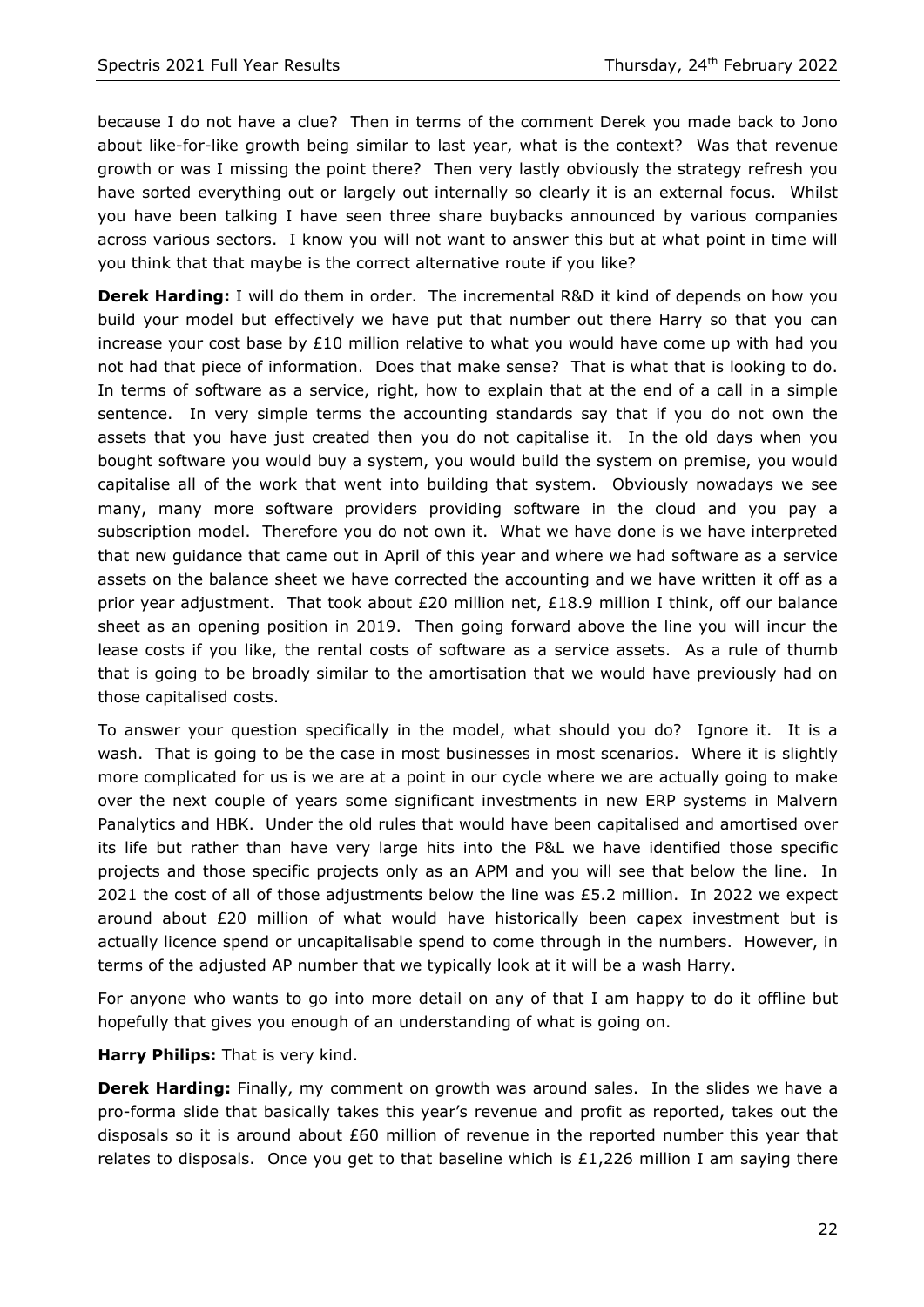because I do not have a clue? Then in terms of the comment Derek you made back to Jono about like-for-like growth being similar to last year, what is the context? Was that revenue growth or was I missing the point there? Then very lastly obviously the strategy refresh you have sorted everything out or largely out internally so clearly it is an external focus. Whilst you have been talking I have seen three share buybacks announced by various companies across various sectors. I know you will not want to answer this but at what point in time will you think that that maybe is the correct alternative route if you like?

**Derek Harding:** I will do them in order. The incremental R&D it kind of depends on how you build your model but effectively we have put that number out there Harry so that you can increase your cost base by £10 million relative to what you would have come up with had you not had that piece of information. Does that make sense? That is what that is looking to do. In terms of software as a service, right, how to explain that at the end of a call in a simple sentence. In very simple terms the accounting standards say that if you do not own the assets that you have just created then you do not capitalise it. In the old days when you bought software you would buy a system, you would build the system on premise, you would capitalise all of the work that went into building that system. Obviously nowadays we see many, many more software providers providing software in the cloud and you pay a subscription model. Therefore you do not own it. What we have done is we have interpreted that new guidance that came out in April of this year and where we had software as a service assets on the balance sheet we have corrected the accounting and we have written it off as a prior year adjustment. That took about £20 million net, £18.9 million I think, off our balance sheet as an opening position in 2019. Then going forward above the line you will incur the lease costs if you like, the rental costs of software as a service assets. As a rule of thumb that is going to be broadly similar to the amortisation that we would have previously had on those capitalised costs.

To answer your question specifically in the model, what should you do? Ignore it. It is a wash. That is going to be the case in most businesses in most scenarios. Where it is slightly more complicated for us is we are at a point in our cycle where we are actually going to make over the next couple of years some significant investments in new ERP systems in Malvern Panalytics and HBK. Under the old rules that would have been capitalised and amortised over its life but rather than have very large hits into the P&L we have identified those specific projects and those specific projects only as an APM and you will see that below the line. In 2021 the cost of all of those adjustments below the line was £5.2 million. In 2022 we expect around about £20 million of what would have historically been capex investment but is actually licence spend or uncapitalisable spend to come through in the numbers. However, in terms of the adjusted AP number that we typically look at it will be a wash Harry.

For anyone who wants to go into more detail on any of that I am happy to do it offline but hopefully that gives you enough of an understanding of what is going on.

**Harry Philips:** That is very kind.

**Derek Harding:** Finally, my comment on growth was around sales. In the slides we have a pro-forma slide that basically takes this year's revenue and profit as reported, takes out the disposals so it is around about £60 million of revenue in the reported number this year that relates to disposals. Once you get to that baseline which is £1,226 million I am saying there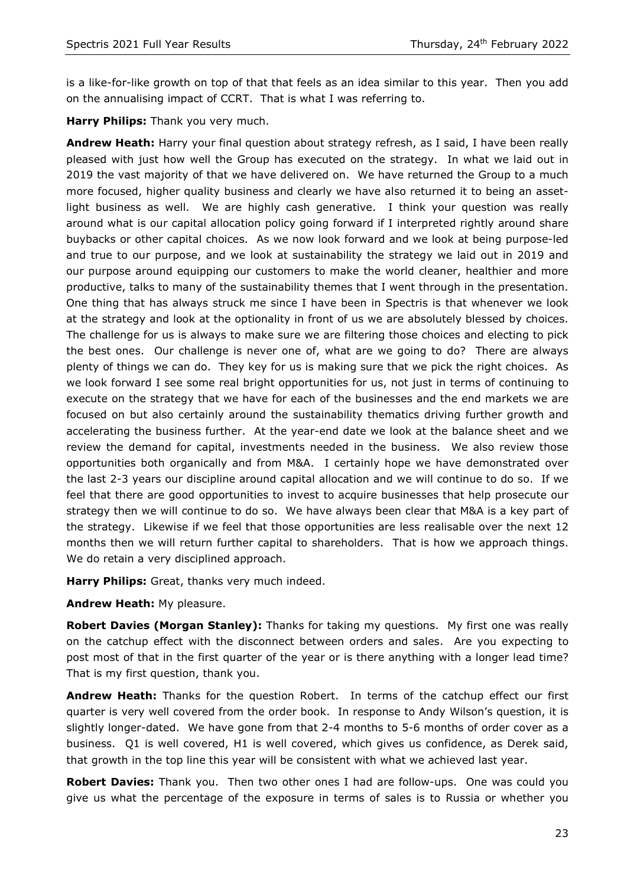is a like-for-like growth on top of that that feels as an idea similar to this year. Then you add on the annualising impact of CCRT. That is what I was referring to.

**Harry Philips:** Thank you very much.

**Andrew Heath:** Harry your final question about strategy refresh, as I said, I have been really pleased with just how well the Group has executed on the strategy. In what we laid out in 2019 the vast majority of that we have delivered on. We have returned the Group to a much more focused, higher quality business and clearly we have also returned it to being an asset-light business as well. We are highly cash generative. I think your question was really around what is our capital allocation policy going forward if I interpreted rightly around share buybacks or other capital choices. As we now look forward and we look at being purpose-led and true to our purpose, and we look at sustainability the strategy we laid out in 2019 and our purpose around equipping our customers to make the world cleaner, healthier and more productive, talks to many of the sustainability themes that I went through in the presentation. One thing that has always struck me since I have been in Spectris is that whenever we look at the strategy and look at the optionality in front of us we are absolutely blessed by choices. The challenge for us is always to make sure we are filtering those choices and electing to pick the best ones. Our challenge is never one of, what are we going to do? There are always plenty of things we can do. They key for us is making sure that we pick the right choices. As we look forward I see some real bright opportunities for us, not just in terms of continuing to execute on the strategy that we have for each of the businesses and the end markets we are focused on but also certainly around the sustainability thematics driving further growth and accelerating the business further. At the year-end date we look at the balance sheet and we review the demand for capital, investments needed in the business. We also review those opportunities both organically and from M&A. I certainly hope we have demonstrated over the last 2-3 years our discipline around capital allocation and we will continue to do so. If we feel that there are good opportunities to invest to acquire businesses that help prosecute our strategy then we will continue to do so. We have always been clear that M&A is a key part of the strategy. Likewise if we feel that those opportunities are less realisable over the next 12 months then we will return further capital to shareholders. That is how we approach things. We do retain a very disciplined approach.

**Harry Philips:** Great, thanks very much indeed.

**Andrew Heath:** My pleasure.

**Robert Davies (Morgan Stanley):** Thanks for taking my questions. My first one was really on the catchup effect with the disconnect between orders and sales. Are you expecting to post most of that in the first quarter of the year or is there anything with a longer lead time? That is my first question, thank you.

**Andrew Heath:** Thanks for the question Robert. In terms of the catchup effect our first quarter is very well covered from the order book. In response to Andy Wilson's question, it is slightly longer-dated. We have gone from that 2-4 months to 5-6 months of order cover as a business. Q1 is well covered, H1 is well covered, which gives us confidence, as Derek said, that growth in the top line this year will be consistent with what we achieved last year.

**Robert Davies:** Thank you. Then two other ones I had are follow-ups. One was could you give us what the percentage of the exposure in terms of sales is to Russia or whether you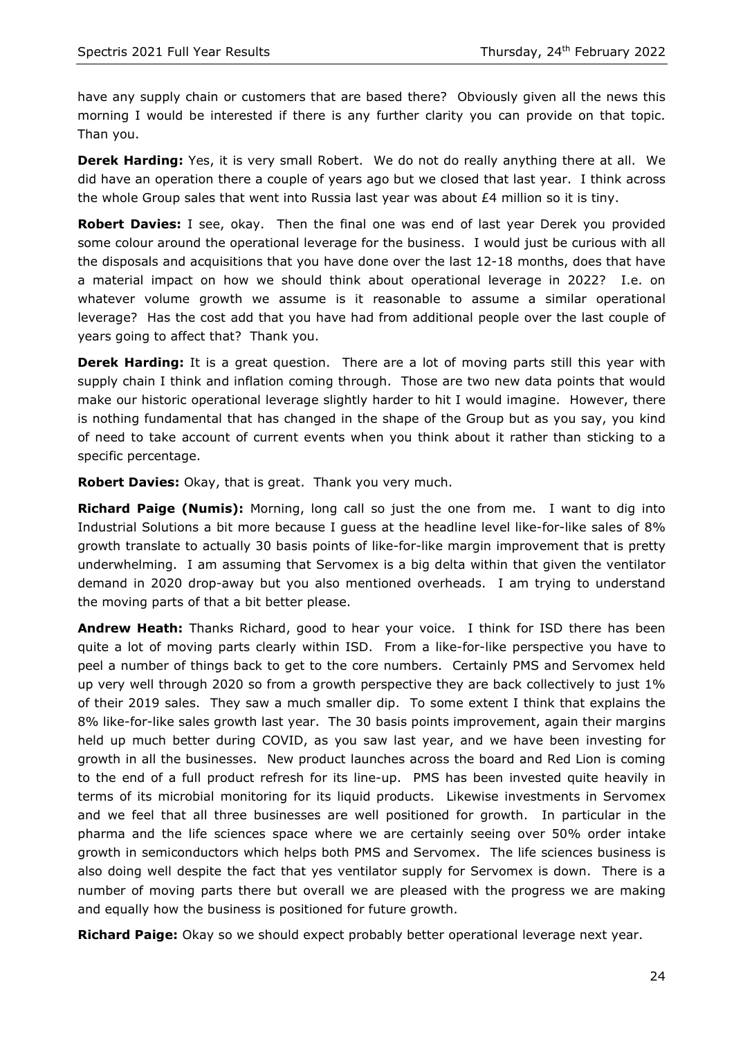have any supply chain or customers that are based there? Obviously given all the news this morning I would be interested if there is any further clarity you can provide on that topic. Than you.

**Derek Harding:** Yes, it is very small Robert. We do not do really anything there at all. We did have an operation there a couple of years ago but we closed that last year. I think across the whole Group sales that went into Russia last year was about £4 million so it is tiny.

**Robert Davies:** I see, okay. Then the final one was end of last year Derek you provided some colour around the operational leverage for the business. I would just be curious with all the disposals and acquisitions that you have done over the last 12-18 months, does that have a material impact on how we should think about operational leverage in 2022? I.e. on whatever volume growth we assume is it reasonable to assume a similar operational leverage? Has the cost add that you have had from additional people over the last couple of years going to affect that? Thank you.

**Derek Harding:** It is a great question. There are a lot of moving parts still this year with supply chain I think and inflation coming through. Those are two new data points that would make our historic operational leverage slightly harder to hit I would imagine. However, there is nothing fundamental that has changed in the shape of the Group but as you say, you kind of need to take account of current events when you think about it rather than sticking to a specific percentage.

**Robert Davies:** Okay, that is great. Thank you very much.

**Richard Paige (Numis):** Morning, long call so just the one from me. I want to dig into Industrial Solutions a bit more because I guess at the headline level like-for-like sales of 8% growth translate to actually 30 basis points of like-for-like margin improvement that is pretty underwhelming. I am assuming that Servomex is a big delta within that given the ventilator demand in 2020 drop-away but you also mentioned overheads. I am trying to understand the moving parts of that a bit better please.

**Andrew Heath:** Thanks Richard, good to hear your voice. I think for ISD there has been quite a lot of moving parts clearly within ISD. From a like-for-like perspective you have to peel a number of things back to get to the core numbers. Certainly PMS and Servomex held up very well through 2020 so from a growth perspective they are back collectively to just 1% of their 2019 sales. They saw a much smaller dip. To some extent I think that explains the 8% like-for-like sales growth last year. The 30 basis points improvement, again their margins held up much better during COVID, as you saw last year, and we have been investing for growth in all the businesses. New product launches across the board and Red Lion is coming to the end of a full product refresh for its line-up. PMS has been invested quite heavily in terms of its microbial monitoring for its liquid products. Likewise investments in Servomex and we feel that all three businesses are well positioned for growth. In particular in the pharma and the life sciences space where we are certainly seeing over 50% order intake growth in semiconductors which helps both PMS and Servomex. The life sciences business is also doing well despite the fact that yes ventilator supply for Servomex is down. There is a number of moving parts there but overall we are pleased with the progress we are making and equally how the business is positioned for future growth.

**Richard Paige:** Okay so we should expect probably better operational leverage next year.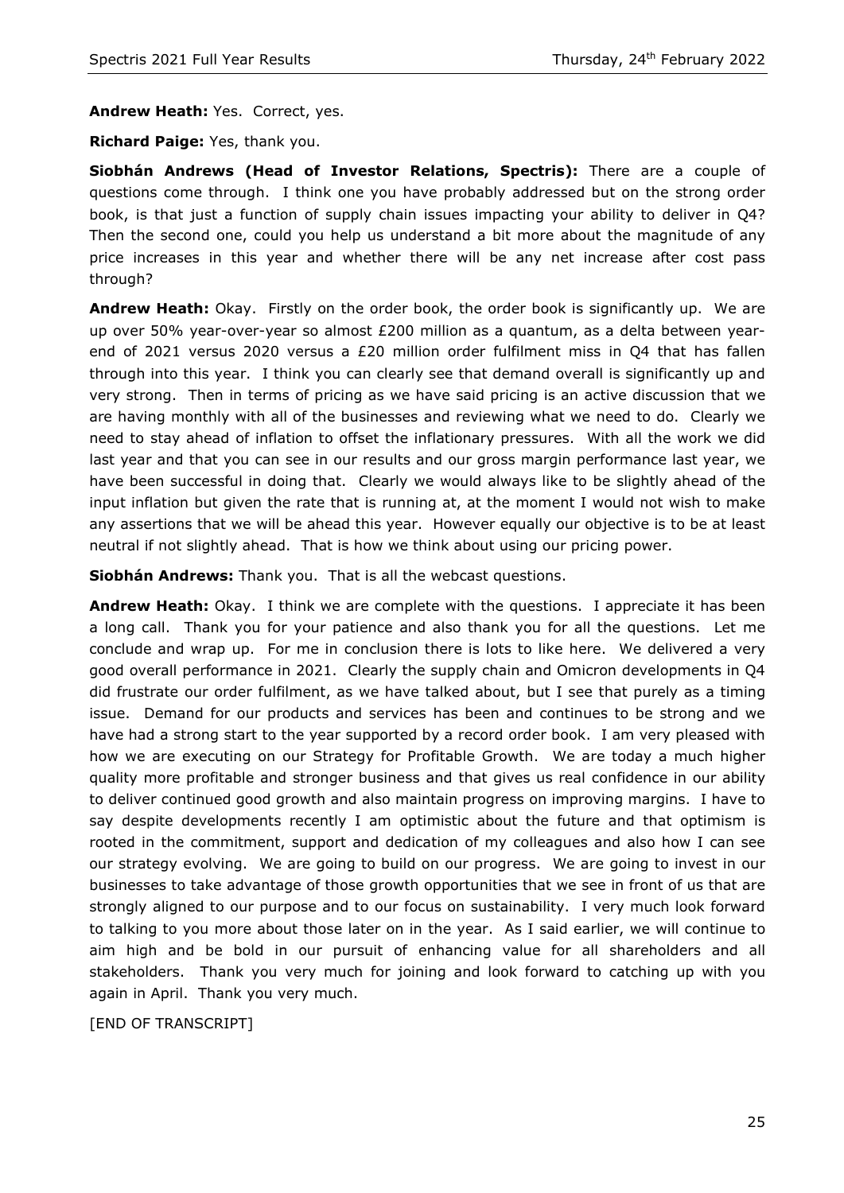**Andrew Heath:** Yes. Correct, yes.

**Richard Paige:** Yes, thank you.

**Siobhán Andrews (Head of Investor Relations, Spectris):** There are a couple of questions come through. I think one you have probably addressed but on the strong order book, is that just a function of supply chain issues impacting your ability to deliver in Q4? Then the second one, could you help us understand a bit more about the magnitude of any price increases in this year and whether there will be any net increase after cost pass through?

**Andrew Heath:** Okay. Firstly on the order book, the order book is significantly up. We are up over 50% year-over-year so almost £200 million as a quantum, as a delta between year-end of 2021 versus 2020 versus a £20 million order fulfilment miss in Q4 that has fallen through into this year. I think you can clearly see that demand overall is significantly up and very strong. Then in terms of pricing as we have said pricing is an active discussion that we are having monthly with all of the businesses and reviewing what we need to do. Clearly we need to stay ahead of inflation to offset the inflationary pressures. With all the work we did last year and that you can see in our results and our gross margin performance last year, we have been successful in doing that. Clearly we would always like to be slightly ahead of the input inflation but given the rate that is running at, at the moment I would not wish to make any assertions that we will be ahead this year. However equally our objective is to be at least neutral if not slightly ahead. That is how we think about using our pricing power.

**Siobhán Andrews:** Thank you. That is all the webcast questions.

**Andrew Heath:** Okay. I think we are complete with the questions. I appreciate it has been a long call. Thank you for your patience and also thank you for all the questions. Let me conclude and wrap up. For me in conclusion there is lots to like here. We delivered a very good overall performance in 2021. Clearly the supply chain and Omicron developments in Q4 did frustrate our order fulfilment, as we have talked about, but I see that purely as a timing issue. Demand for our products and services has been and continues to be strong and we have had a strong start to the year supported by a record order book. I am very pleased with how we are executing on our Strategy for Profitable Growth. We are today a much higher quality more profitable and stronger business and that gives us real confidence in our ability to deliver continued good growth and also maintain progress on improving margins. I have to say despite developments recently I am optimistic about the future and that optimism is rooted in the commitment, support and dedication of my colleagues and also how I can see our strategy evolving. We are going to build on our progress. We are going to invest in our businesses to take advantage of those growth opportunities that we see in front of us that are strongly aligned to our purpose and to our focus on sustainability. I very much look forward to talking to you more about those later on in the year. As I said earlier, we will continue to aim high and be bold in our pursuit of enhancing value for all shareholders and all stakeholders. Thank you very much for joining and look forward to catching up with you again in April. Thank you very much.

[END OF TRANSCRIPT]